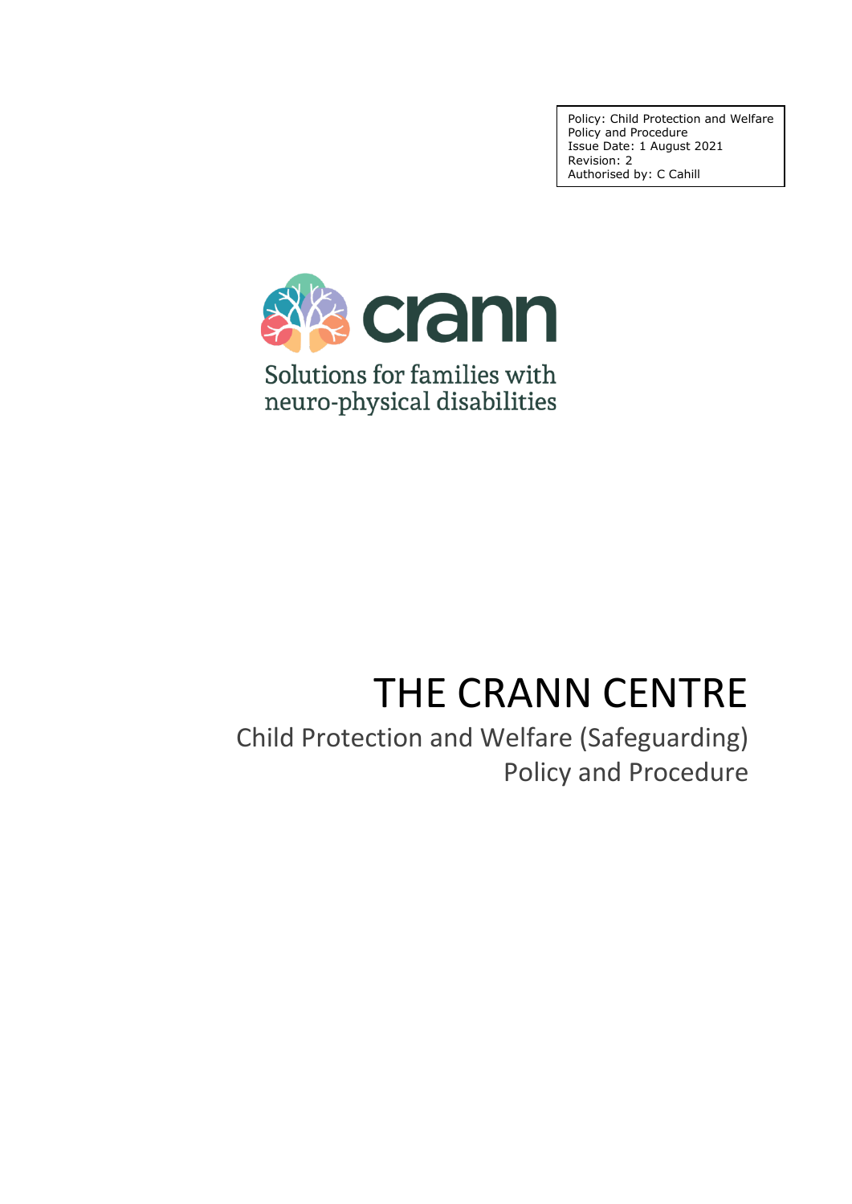Policy: Child Protection and Welfare Policy and Procedure
Issue Date: 1 August 2021
Revision: 2
Authorised by: C Cahill

crann

Solutions for families with neuro-physical disabilities

# THE CRANN CENTRE

## Child Protection and Welfare (Safeguarding) Policy and Procedure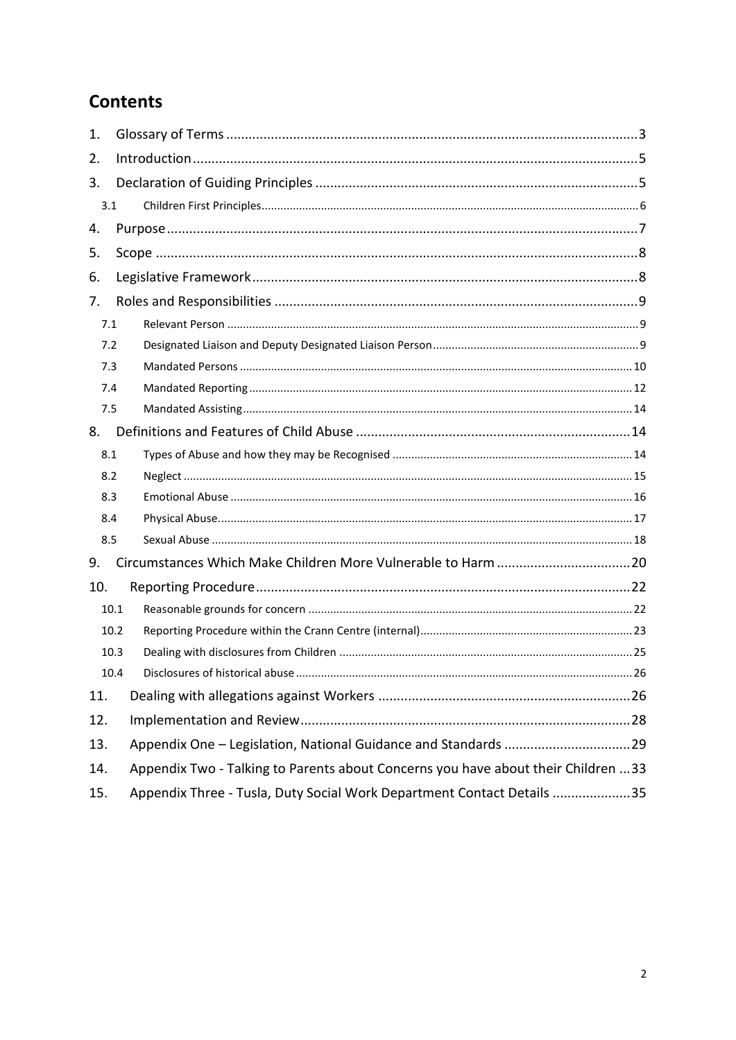## Contents

1. Glossary of Terms ............................................................ 3
2. Introduction ............................................................ 5
3. Declaration of Guiding Principles ............................................................ 5
   - 3.1 Children First Principles ............................................................ 6
4. Purpose ............................................................ 7
5. Scope ............................................................ 8
6. Legislative Framework ............................................................ 8
7. Roles and Responsibilities ............................................................ 9
   - 7.1 Relevant Person ............................................................ 9
   - 7.2 Designated Liaison and Deputy Designated Liaison Person ............................................................ 9
   - 7.3 Mandated Persons ............................................................ 10
   - 7.4 Mandated Reporting ............................................................ 12
   - 7.5 Mandated Assisting ............................................................ 14
8. Definitions and Features of Child Abuse ............................................................ 14
   - 8.1 Types of Abuse and how they may be Recognised ............................................................ 14
   - 8.2 Neglect ............................................................ 15
   - 8.3 Emotional Abuse ............................................................ 16
   - 8.4 Physical Abuse ............................................................ 17
   - 8.5 Sexual Abuse ............................................................ 18
9. Circumstances Which Make Children More Vulnerable to Harm ............................................................ 20
10. Reporting Procedure ............................................................ 22
    - 10.1 Reasonable grounds for concern ............................................................ 22
    - 10.2 Reporting Procedure within the Crann Centre (internal) ............................................................ 23
    - 10.3 Dealing with disclosures from Children ............................................................ 25
    - 10.4 Disclosures of historical abuse ............................................................ 26
11. Dealing with allegations against Workers ............................................................ 26
12. Implementation and Review ............................................................ 28
13. Appendix One – Legislation, National Guidance and Standards ............................................................ 29
14. Appendix Two - Talking to Parents about Concerns you have about their Children ... 33
15. Appendix Three - Tusla, Duty Social Work Department Contact Details ............................................................ 35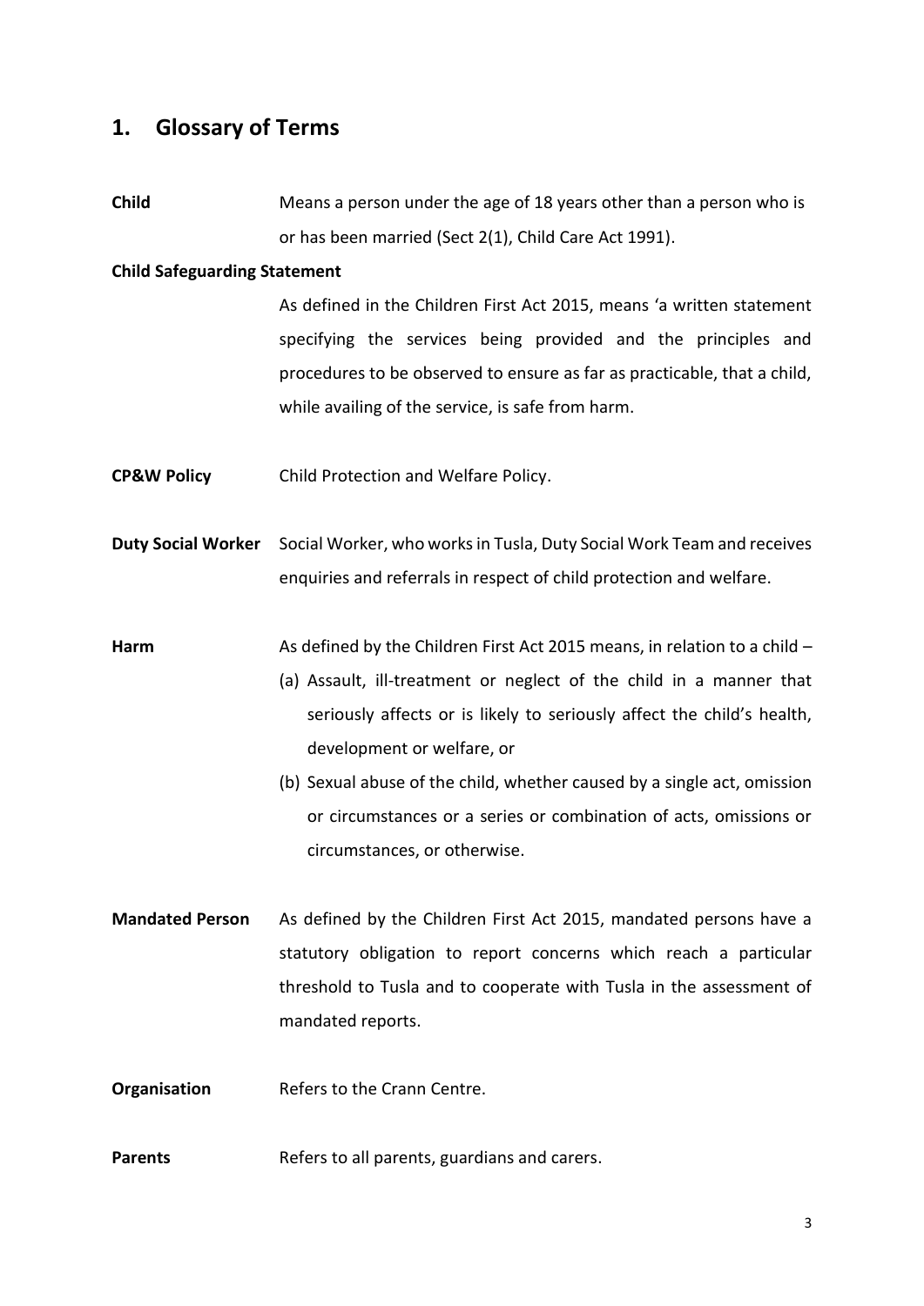## 1. Glossary of Terms

**Child** Means a person under the age of 18 years other than a person who is or has been married (Sect 2(1), Child Care Act 1991).

**Child Safeguarding Statement**

As defined in the Children First Act 2015, means 'a written statement specifying the services being provided and the principles and procedures to be observed to ensure as far as practicable, that a child, while availing of the service, is safe from harm.

**CP&W Policy** Child Protection and Welfare Policy.

**Duty Social Worker** Social Worker, who works in Tusla, Duty Social Work Team and receives enquiries and referrals in respect of child protection and welfare.

**Harm** As defined by the Children First Act 2015 means, in relation to a child –

(a) Assault, ill-treatment or neglect of the child in a manner that seriously affects or is likely to seriously affect the child's health, development or welfare, or

(b) Sexual abuse of the child, whether caused by a single act, omission or circumstances or a series or combination of acts, omissions or circumstances, or otherwise.

**Mandated Person** As defined by the Children First Act 2015, mandated persons have a statutory obligation to report concerns which reach a particular threshold to Tusla and to cooperate with Tusla in the assessment of mandated reports.

**Organisation** Refers to the Crann Centre.

**Parents** Refers to all parents, guardians and carers.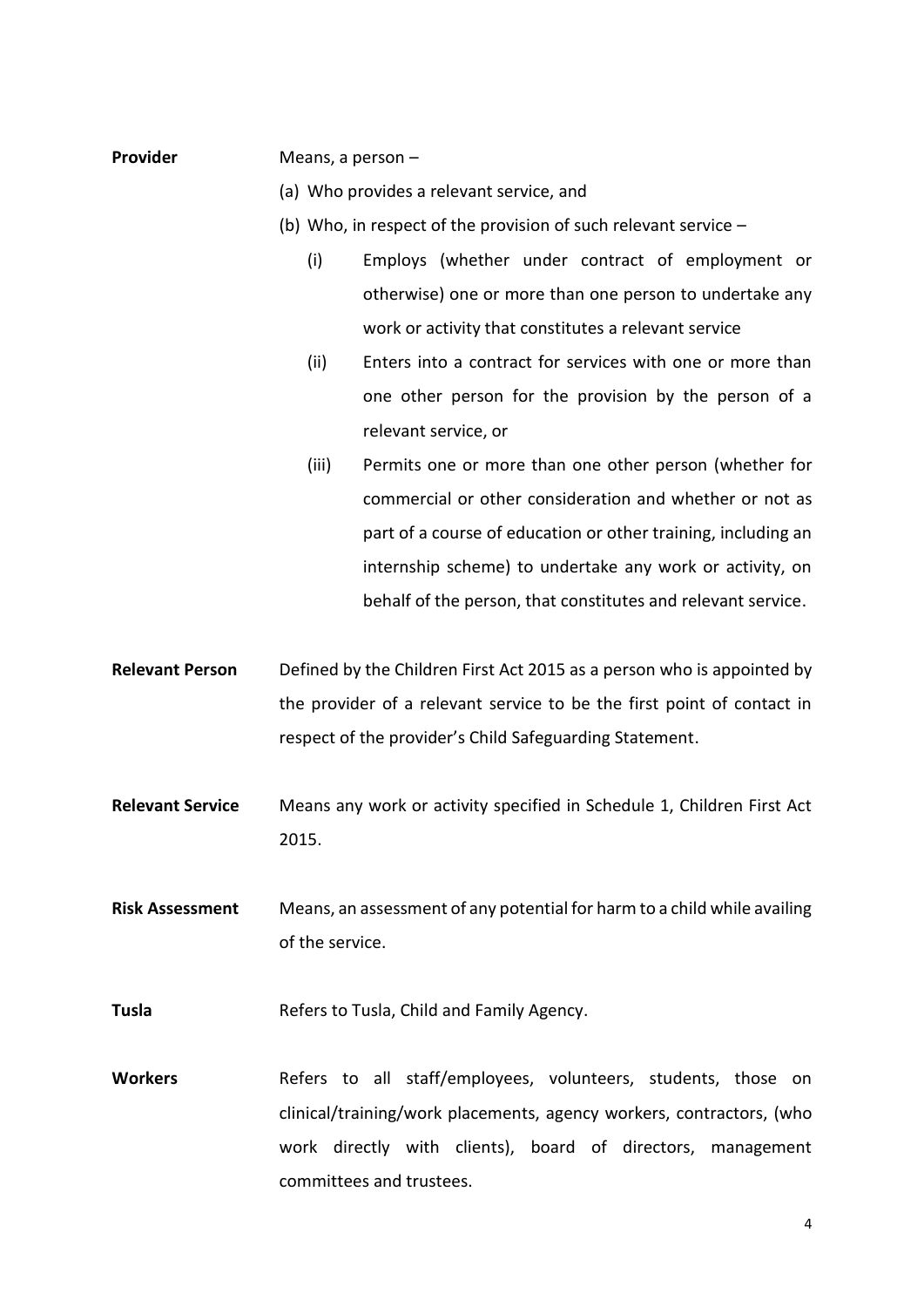**Provider** Means, a person –

(a) Who provides a relevant service, and

(b) Who, in respect of the provision of such relevant service –

   (i) Employs (whether under contract of employment or otherwise) one or more than one person to undertake any work or activity that constitutes a relevant service

   (ii) Enters into a contract for services with one or more than one other person for the provision by the person of a relevant service, or

   (iii) Permits one or more than one other person (whether for commercial or other consideration and whether or not as part of a course of education or other training, including an internship scheme) to undertake any work or activity, on behalf of the person, that constitutes and relevant service.

**Relevant Person** Defined by the Children First Act 2015 as a person who is appointed by the provider of a relevant service to be the first point of contact in respect of the provider's Child Safeguarding Statement.

**Relevant Service** Means any work or activity specified in Schedule 1, Children First Act 2015.

**Risk Assessment** Means, an assessment of any potential for harm to a child while availing of the service.

**Tusla** Refers to Tusla, Child and Family Agency.

**Workers** Refers to all staff/employees, volunteers, students, those on clinical/training/work placements, agency workers, contractors, (who work directly with clients), board of directors, management committees and trustees.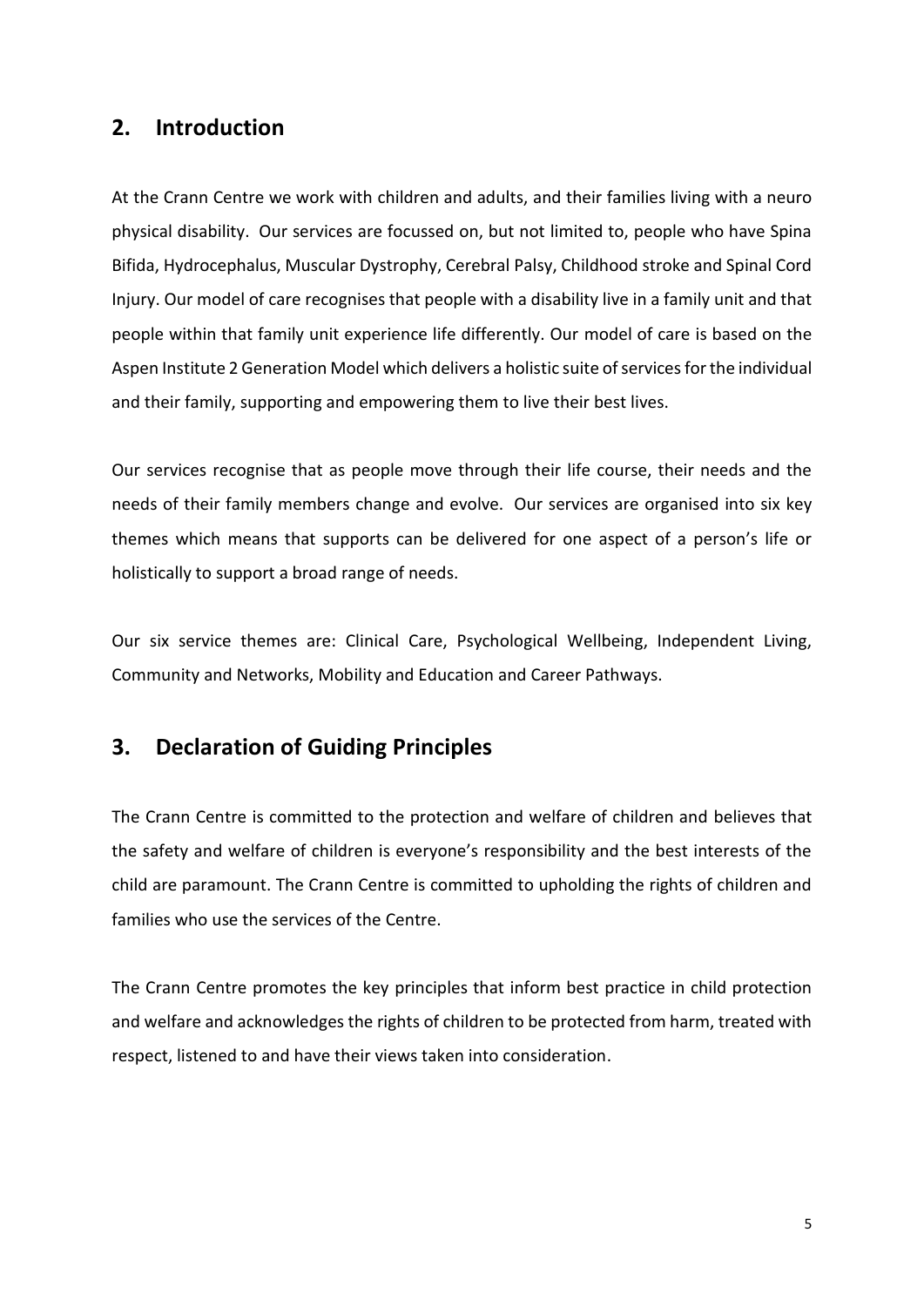## 2. Introduction

At the Crann Centre we work with children and adults, and their families living with a neuro physical disability. Our services are focussed on, but not limited to, people who have Spina Bifida, Hydrocephalus, Muscular Dystrophy, Cerebral Palsy, Childhood stroke and Spinal Cord Injury. Our model of care recognises that people with a disability live in a family unit and that people within that family unit experience life differently. Our model of care is based on the Aspen Institute 2 Generation Model which delivers a holistic suite of services for the individual and their family, supporting and empowering them to live their best lives.

Our services recognise that as people move through their life course, their needs and the needs of their family members change and evolve. Our services are organised into six key themes which means that supports can be delivered for one aspect of a person's life or holistically to support a broad range of needs.

Our six service themes are: Clinical Care, Psychological Wellbeing, Independent Living, Community and Networks, Mobility and Education and Career Pathways.

## 3. Declaration of Guiding Principles

The Crann Centre is committed to the protection and welfare of children and believes that the safety and welfare of children is everyone's responsibility and the best interests of the child are paramount. The Crann Centre is committed to upholding the rights of children and families who use the services of the Centre.

The Crann Centre promotes the key principles that inform best practice in child protection and welfare and acknowledges the rights of children to be protected from harm, treated with respect, listened to and have their views taken into consideration.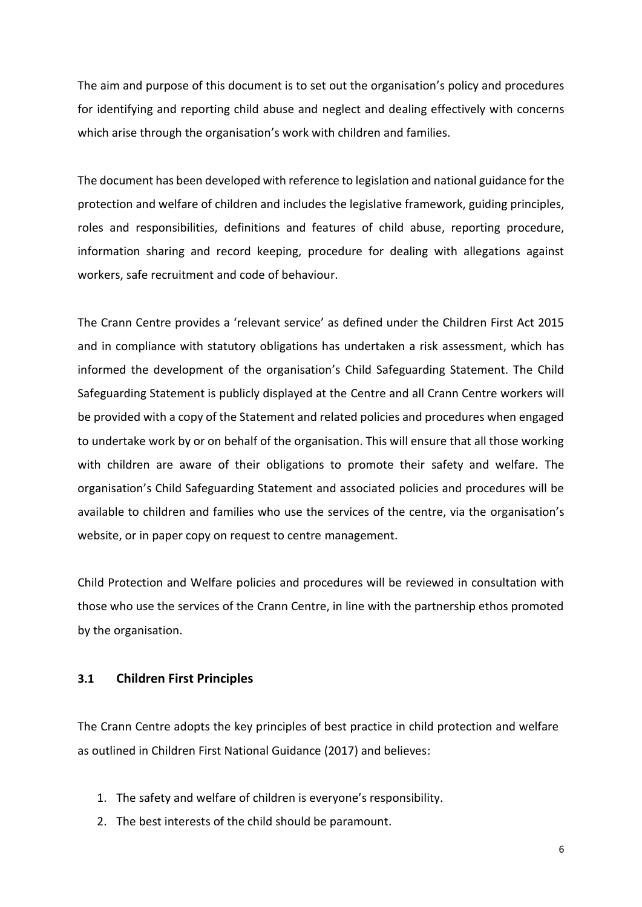The aim and purpose of this document is to set out the organisation's policy and procedures for identifying and reporting child abuse and neglect and dealing effectively with concerns which arise through the organisation's work with children and families.

The document has been developed with reference to legislation and national guidance for the protection and welfare of children and includes the legislative framework, guiding principles, roles and responsibilities, definitions and features of child abuse, reporting procedure, information sharing and record keeping, procedure for dealing with allegations against workers, safe recruitment and code of behaviour.

The Crann Centre provides a 'relevant service' as defined under the Children First Act 2015 and in compliance with statutory obligations has undertaken a risk assessment, which has informed the development of the organisation's Child Safeguarding Statement. The Child Safeguarding Statement is publicly displayed at the Centre and all Crann Centre workers will be provided with a copy of the Statement and related policies and procedures when engaged to undertake work by or on behalf of the organisation. This will ensure that all those working with children are aware of their obligations to promote their safety and welfare. The organisation's Child Safeguarding Statement and associated policies and procedures will be available to children and families who use the services of the centre, via the organisation's website, or in paper copy on request to centre management.

Child Protection and Welfare policies and procedures will be reviewed in consultation with those who use the services of the Crann Centre, in line with the partnership ethos promoted by the organisation.

### 3.1 Children First Principles

The Crann Centre adopts the key principles of best practice in child protection and welfare as outlined in Children First National Guidance (2017) and believes:

1. The safety and welfare of children is everyone's responsibility.
2. The best interests of the child should be paramount.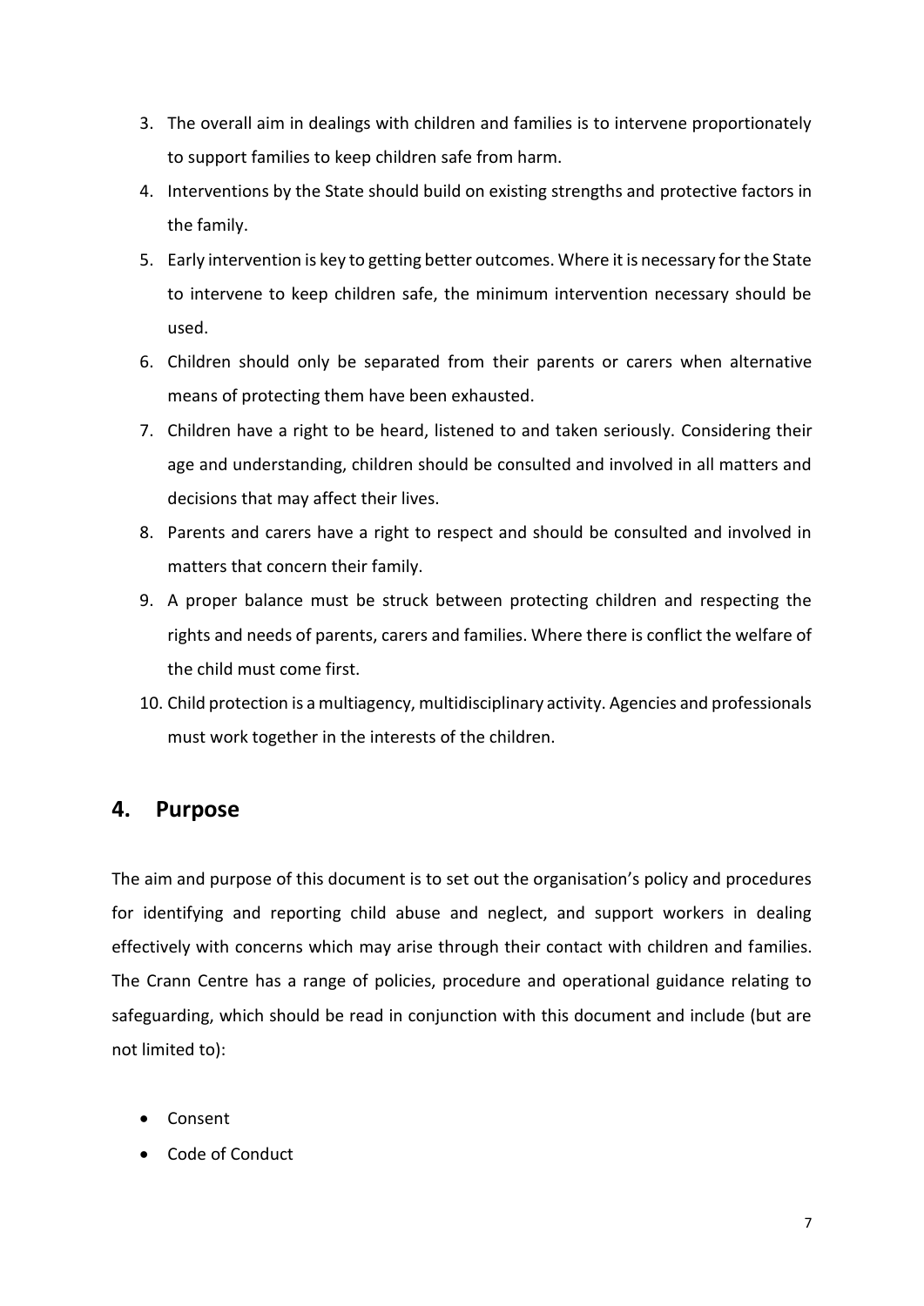3. The overall aim in dealings with children and families is to intervene proportionately to support families to keep children safe from harm.
4. Interventions by the State should build on existing strengths and protective factors in the family.
5. Early intervention is key to getting better outcomes. Where it is necessary for the State to intervene to keep children safe, the minimum intervention necessary should be used.
6. Children should only be separated from their parents or carers when alternative means of protecting them have been exhausted.
7. Children have a right to be heard, listened to and taken seriously. Considering their age and understanding, children should be consulted and involved in all matters and decisions that may affect their lives.
8. Parents and carers have a right to respect and should be consulted and involved in matters that concern their family.
9. A proper balance must be struck between protecting children and respecting the rights and needs of parents, carers and families. Where there is conflict the welfare of the child must come first.
10. Child protection is a multiagency, multidisciplinary activity. Agencies and professionals must work together in the interests of the children.

## 4. Purpose

The aim and purpose of this document is to set out the organisation's policy and procedures for identifying and reporting child abuse and neglect, and support workers in dealing effectively with concerns which may arise through their contact with children and families. The Crann Centre has a range of policies, procedure and operational guidance relating to safeguarding, which should be read in conjunction with this document and include (but are not limited to):

- Consent
- Code of Conduct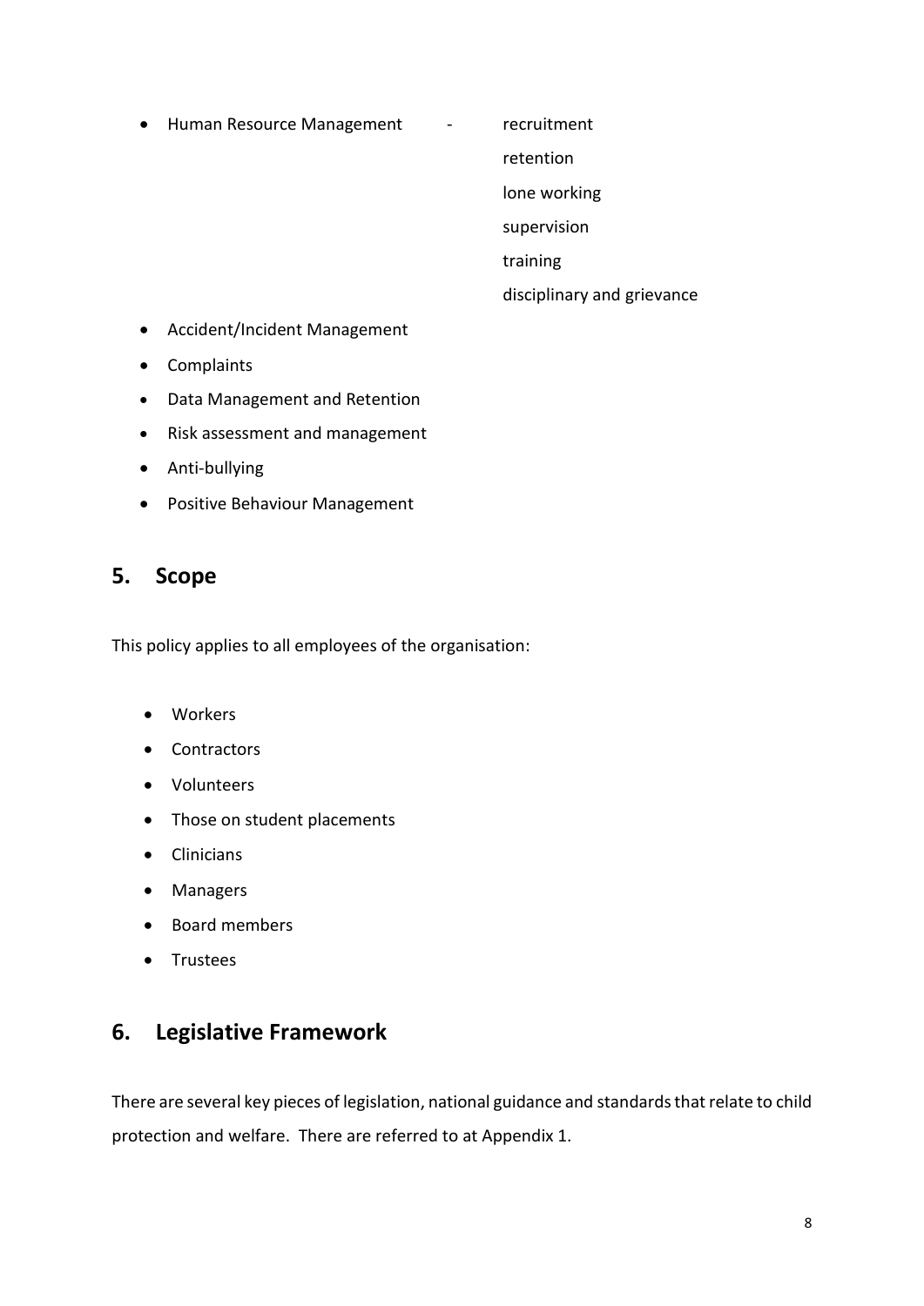- Human Resource Management - recruitment
  - retention
  - lone working
  - supervision
  - training
  - disciplinary and grievance
- Accident/Incident Management
- Complaints
- Data Management and Retention
- Risk assessment and management
- Anti-bullying
- Positive Behaviour Management

## 5. Scope

This policy applies to all employees of the organisation:

- Workers
- Contractors
- Volunteers
- Those on student placements
- Clinicians
- Managers
- Board members
- Trustees

## 6. Legislative Framework

There are several key pieces of legislation, national guidance and standards that relate to child protection and welfare. There are referred to at Appendix 1.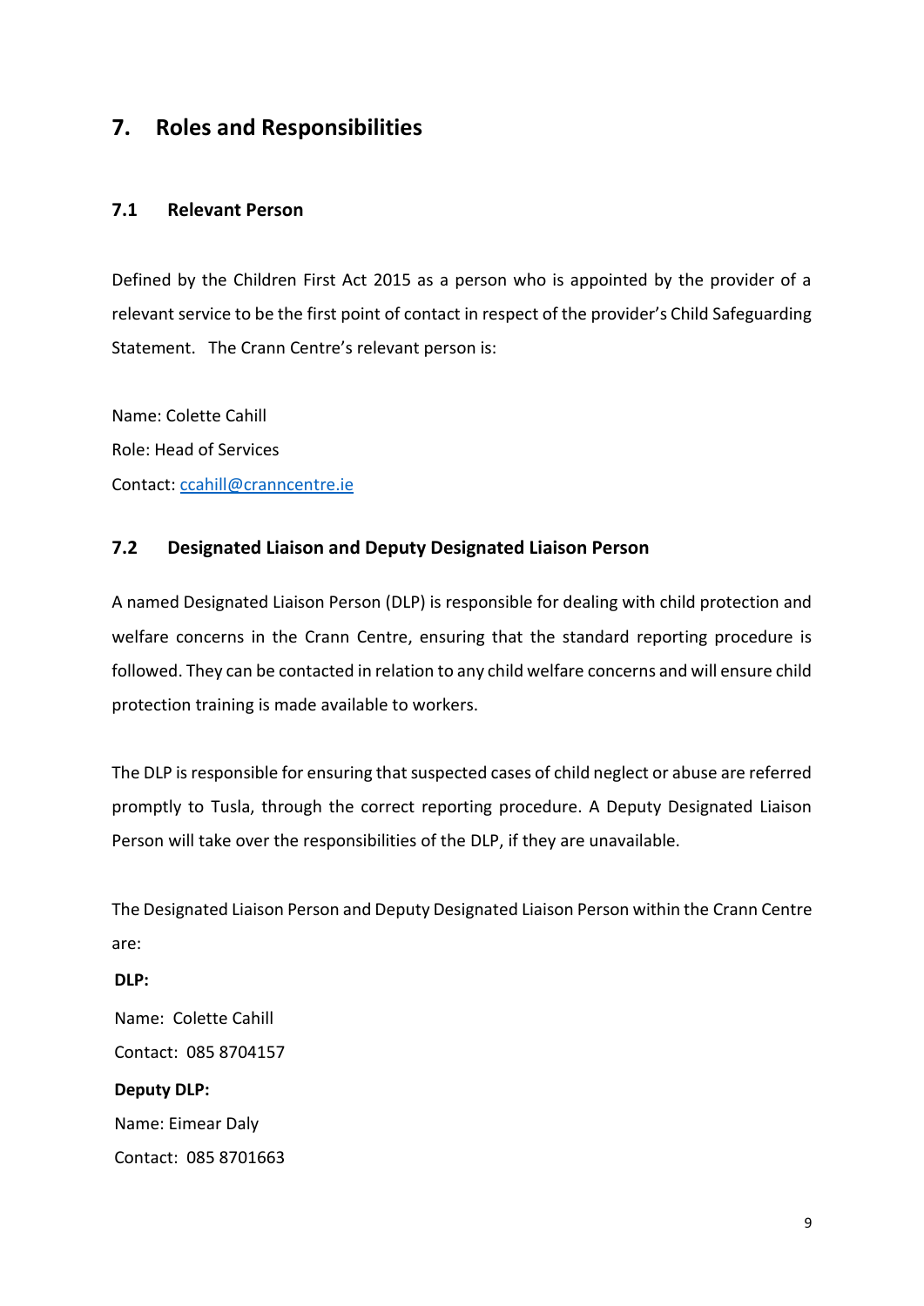## 7. Roles and Responsibilities

### 7.1 Relevant Person

Defined by the Children First Act 2015 as a person who is appointed by the provider of a relevant service to be the first point of contact in respect of the provider's Child Safeguarding Statement. The Crann Centre's relevant person is:

Name: Colette Cahill

Role: Head of Services

Contact: ccahill@cranncentre.ie

### 7.2 Designated Liaison and Deputy Designated Liaison Person

A named Designated Liaison Person (DLP) is responsible for dealing with child protection and welfare concerns in the Crann Centre, ensuring that the standard reporting procedure is followed. They can be contacted in relation to any child welfare concerns and will ensure child protection training is made available to workers.

The DLP is responsible for ensuring that suspected cases of child neglect or abuse are referred promptly to Tusla, through the correct reporting procedure. A Deputy Designated Liaison Person will take over the responsibilities of the DLP, if they are unavailable.

The Designated Liaison Person and Deputy Designated Liaison Person within the Crann Centre are:

**DLP:**

Name: Colette Cahill

Contact: 085 8704157

**Deputy DLP:**

Name: Eimear Daly

Contact: 085 8701663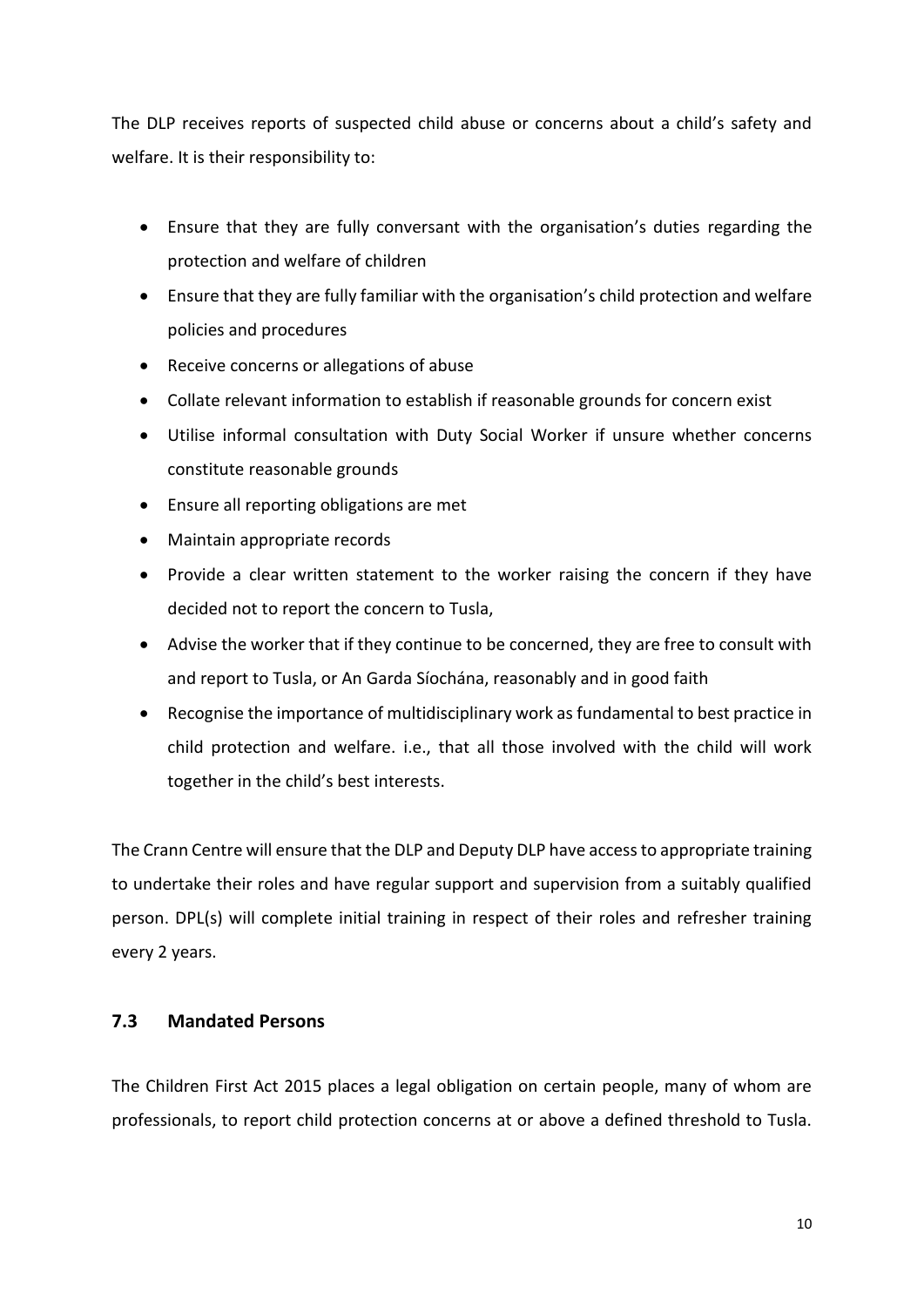The DLP receives reports of suspected child abuse or concerns about a child's safety and welfare. It is their responsibility to:

- Ensure that they are fully conversant with the organisation's duties regarding the protection and welfare of children
- Ensure that they are fully familiar with the organisation's child protection and welfare policies and procedures
- Receive concerns or allegations of abuse
- Collate relevant information to establish if reasonable grounds for concern exist
- Utilise informal consultation with Duty Social Worker if unsure whether concerns constitute reasonable grounds
- Ensure all reporting obligations are met
- Maintain appropriate records
- Provide a clear written statement to the worker raising the concern if they have decided not to report the concern to Tusla,
- Advise the worker that if they continue to be concerned, they are free to consult with and report to Tusla, or An Garda Síochána, reasonably and in good faith
- Recognise the importance of multidisciplinary work as fundamental to best practice in child protection and welfare. i.e., that all those involved with the child will work together in the child's best interests.

The Crann Centre will ensure that the DLP and Deputy DLP have access to appropriate training to undertake their roles and have regular support and supervision from a suitably qualified person. DPL(s) will complete initial training in respect of their roles and refresher training every 2 years.

### 7.3 Mandated Persons

The Children First Act 2015 places a legal obligation on certain people, many of whom are professionals, to report child protection concerns at or above a defined threshold to Tusla.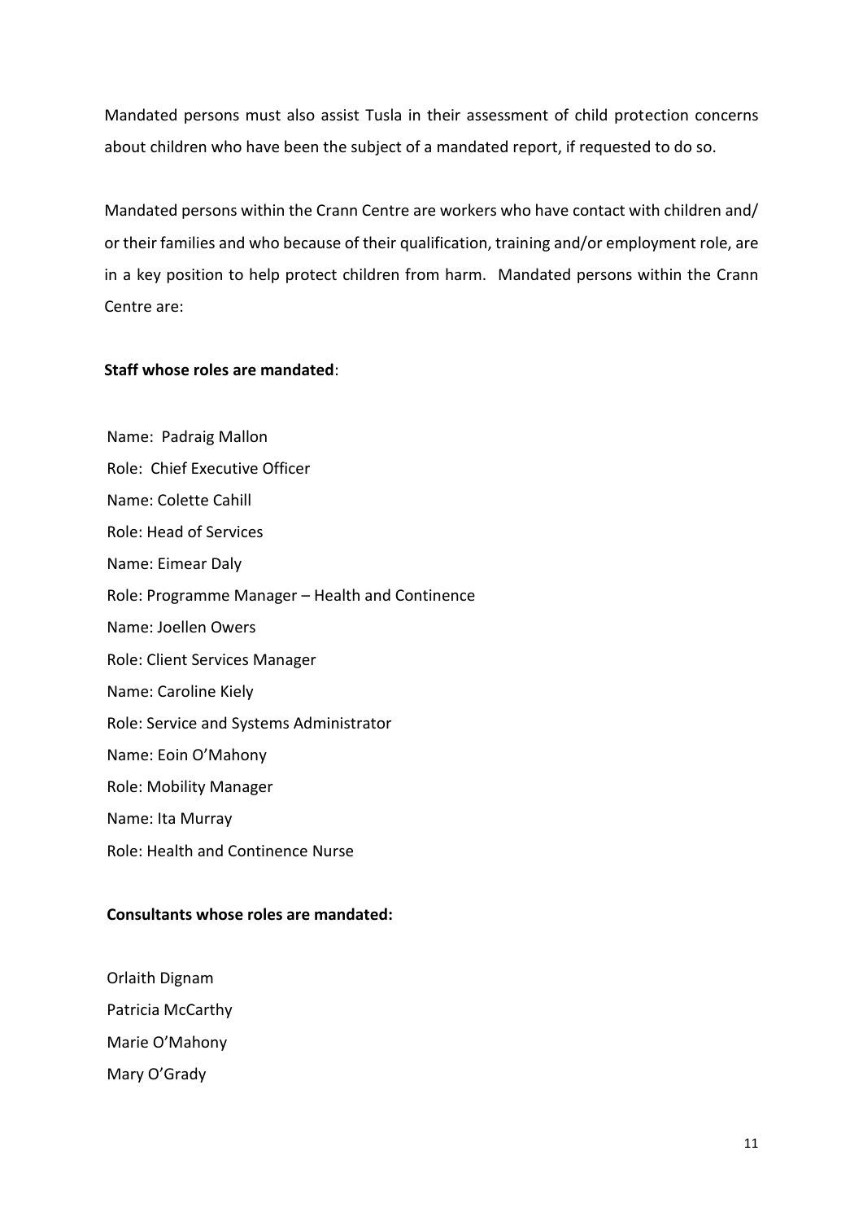Mandated persons must also assist Tusla in their assessment of child protection concerns about children who have been the subject of a mandated report, if requested to do so.

Mandated persons within the Crann Centre are workers who have contact with children and/ or their families and who because of their qualification, training and/or employment role, are in a key position to help protect children from harm. Mandated persons within the Crann Centre are:

**Staff whose roles are mandated**:

Name: Padraig Mallon
Role: Chief Executive Officer
Name: Colette Cahill
Role: Head of Services
Name: Eimear Daly
Role: Programme Manager – Health and Continence
Name: Joellen Owers
Role: Client Services Manager
Name: Caroline Kiely
Role: Service and Systems Administrator
Name: Eoin O'Mahony
Role: Mobility Manager
Name: Ita Murray
Role: Health and Continence Nurse

**Consultants whose roles are mandated:**

Orlaith Dignam
Patricia McCarthy
Marie O'Mahony
Mary O'Grady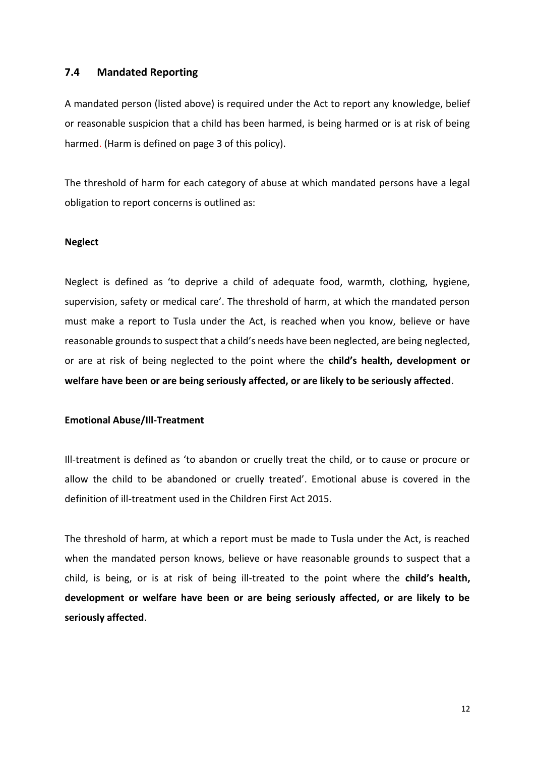## 7.4 Mandated Reporting

A mandated person (listed above) is required under the Act to report any knowledge, belief or reasonable suspicion that a child has been harmed, is being harmed or is at risk of being harmed. (Harm is defined on page 3 of this policy).

The threshold of harm for each category of abuse at which mandated persons have a legal obligation to report concerns is outlined as:

**Neglect**

Neglect is defined as 'to deprive a child of adequate food, warmth, clothing, hygiene, supervision, safety or medical care'. The threshold of harm, at which the mandated person must make a report to Tusla under the Act, is reached when you know, believe or have reasonable grounds to suspect that a child's needs have been neglected, are being neglected, or are at risk of being neglected to the point where the **child's health, development or welfare have been or are being seriously affected, or are likely to be seriously affected**.

**Emotional Abuse/Ill-Treatment**

Ill-treatment is defined as 'to abandon or cruelly treat the child, or to cause or procure or allow the child to be abandoned or cruelly treated'. Emotional abuse is covered in the definition of ill-treatment used in the Children First Act 2015.

The threshold of harm, at which a report must be made to Tusla under the Act, is reached when the mandated person knows, believe or have reasonable grounds to suspect that a child, is being, or is at risk of being ill-treated to the point where the **child's health, development or welfare have been or are being seriously affected, or are likely to be seriously affected**.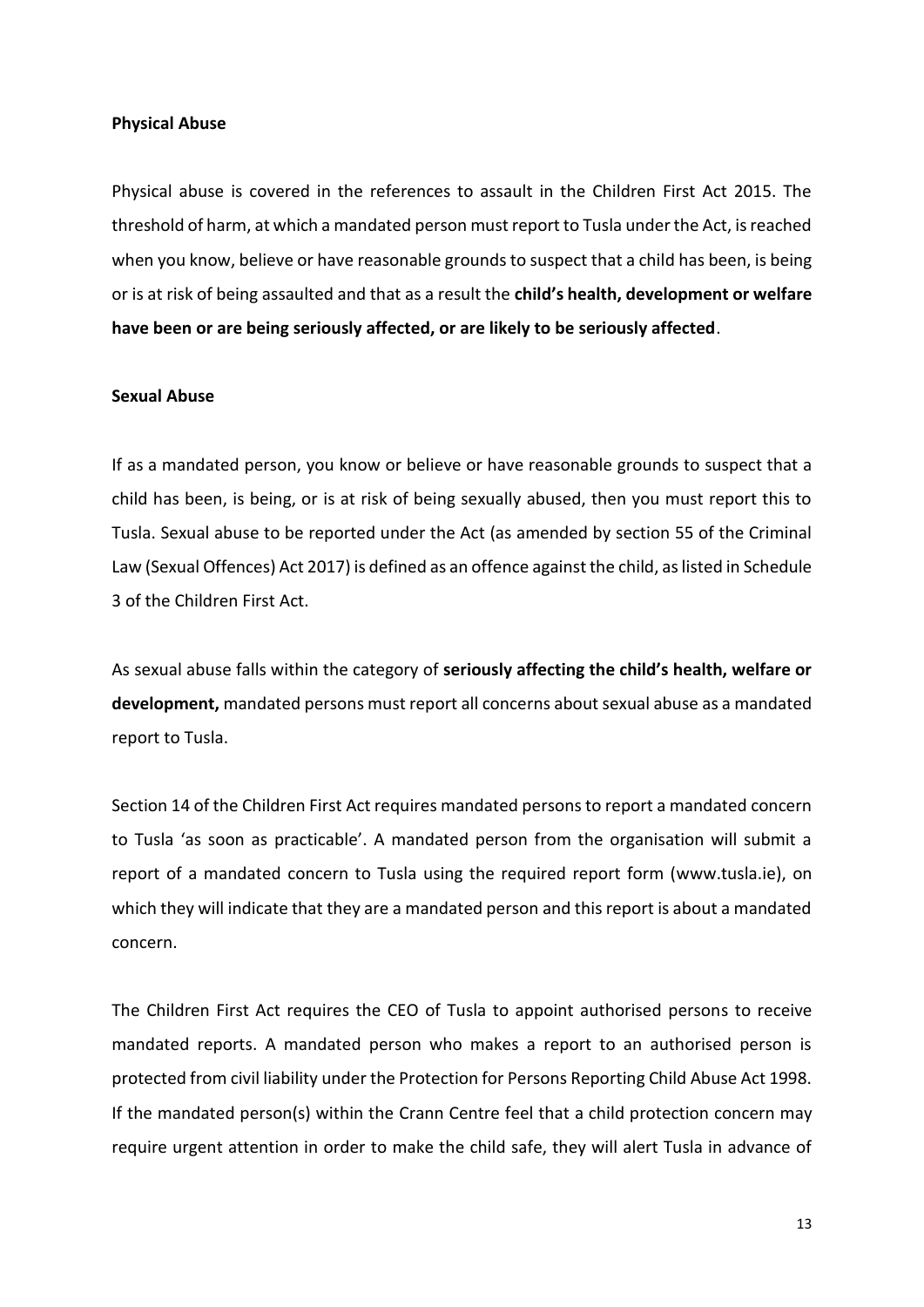**Physical Abuse**

Physical abuse is covered in the references to assault in the Children First Act 2015. The threshold of harm, at which a mandated person must report to Tusla under the Act, is reached when you know, believe or have reasonable grounds to suspect that a child has been, is being or is at risk of being assaulted and that as a result the **child's health, development or welfare have been or are being seriously affected, or are likely to be seriously affected**.

**Sexual Abuse**

If as a mandated person, you know or believe or have reasonable grounds to suspect that a child has been, is being, or is at risk of being sexually abused, then you must report this to Tusla. Sexual abuse to be reported under the Act (as amended by section 55 of the Criminal Law (Sexual Offences) Act 2017) is defined as an offence against the child, as listed in Schedule 3 of the Children First Act.

As sexual abuse falls within the category of **seriously affecting the child's health, welfare or development,** mandated persons must report all concerns about sexual abuse as a mandated report to Tusla.

Section 14 of the Children First Act requires mandated persons to report a mandated concern to Tusla 'as soon as practicable'. A mandated person from the organisation will submit a report of a mandated concern to Tusla using the required report form (www.tusla.ie), on which they will indicate that they are a mandated person and this report is about a mandated concern.

The Children First Act requires the CEO of Tusla to appoint authorised persons to receive mandated reports. A mandated person who makes a report to an authorised person is protected from civil liability under the Protection for Persons Reporting Child Abuse Act 1998. If the mandated person(s) within the Crann Centre feel that a child protection concern may require urgent attention in order to make the child safe, they will alert Tusla in advance of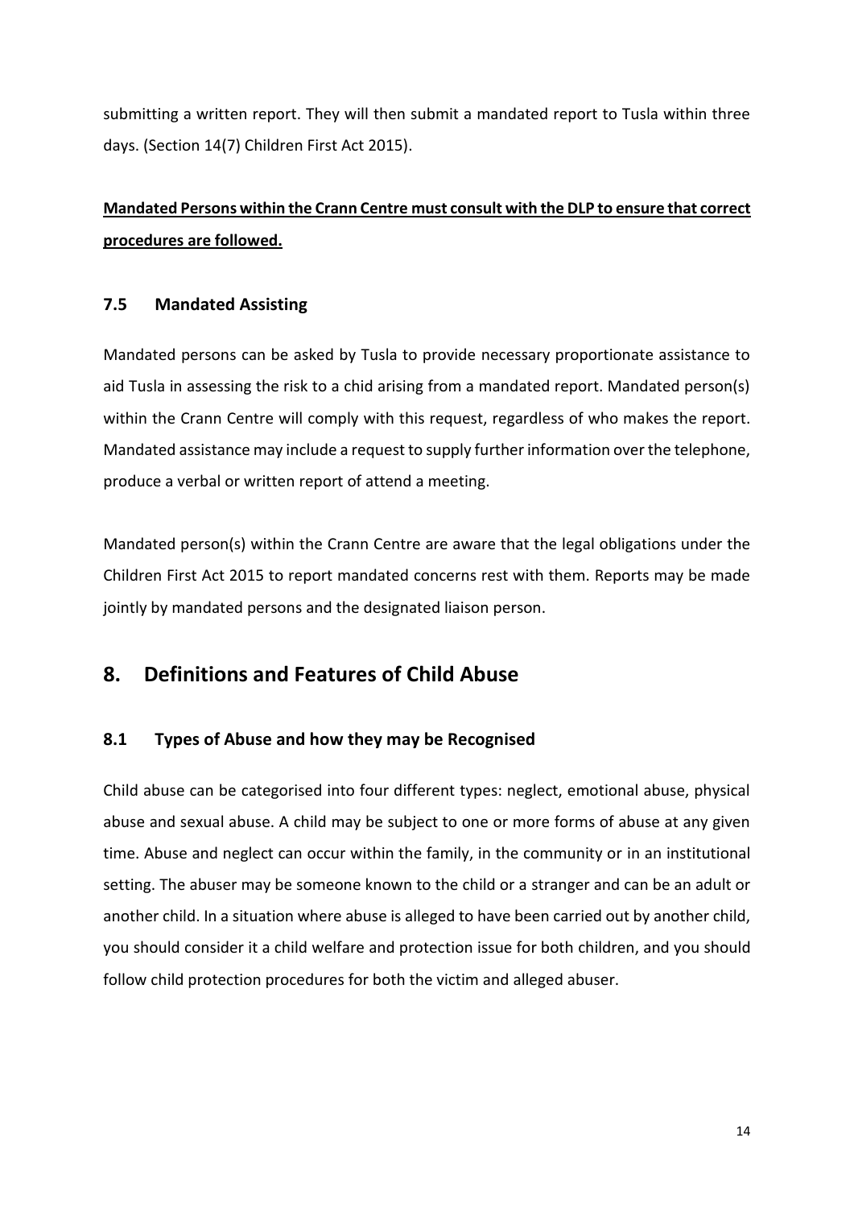submitting a written report. They will then submit a mandated report to Tusla within three days. (Section 14(7) Children First Act 2015).

**Mandated Persons within the Crann Centre must consult with the DLP to ensure that correct procedures are followed.**

### 7.5 Mandated Assisting

Mandated persons can be asked by Tusla to provide necessary proportionate assistance to aid Tusla in assessing the risk to a child arising from a mandated report. Mandated person(s) within the Crann Centre will comply with this request, regardless of who makes the report. Mandated assistance may include a request to supply further information over the telephone, produce a verbal or written report of attend a meeting.

Mandated person(s) within the Crann Centre are aware that the legal obligations under the Children First Act 2015 to report mandated concerns rest with them. Reports may be made jointly by mandated persons and the designated liaison person.

## 8. Definitions and Features of Child Abuse

### 8.1 Types of Abuse and how they may be Recognised

Child abuse can be categorised into four different types: neglect, emotional abuse, physical abuse and sexual abuse. A child may be subject to one or more forms of abuse at any given time. Abuse and neglect can occur within the family, in the community or in an institutional setting. The abuser may be someone known to the child or a stranger and can be an adult or another child. In a situation where abuse is alleged to have been carried out by another child, you should consider it a child welfare and protection issue for both children, and you should follow child protection procedures for both the victim and alleged abuser.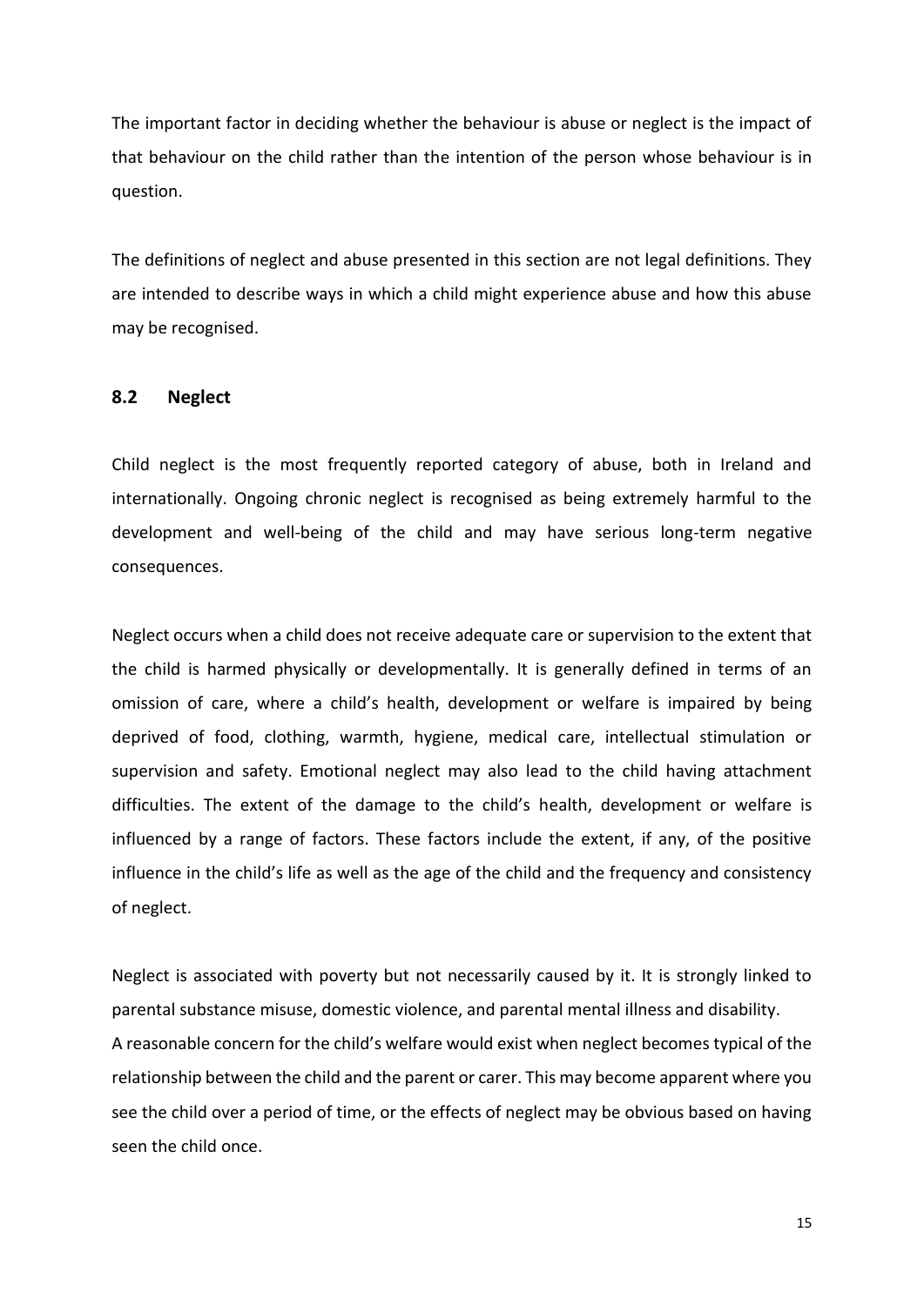The important factor in deciding whether the behaviour is abuse or neglect is the impact of that behaviour on the child rather than the intention of the person whose behaviour is in question.

The definitions of neglect and abuse presented in this section are not legal definitions. They are intended to describe ways in which a child might experience abuse and how this abuse may be recognised.

### 8.2 Neglect

Child neglect is the most frequently reported category of abuse, both in Ireland and internationally. Ongoing chronic neglect is recognised as being extremely harmful to the development and well-being of the child and may have serious long-term negative consequences.

Neglect occurs when a child does not receive adequate care or supervision to the extent that the child is harmed physically or developmentally. It is generally defined in terms of an omission of care, where a child's health, development or welfare is impaired by being deprived of food, clothing, warmth, hygiene, medical care, intellectual stimulation or supervision and safety. Emotional neglect may also lead to the child having attachment difficulties. The extent of the damage to the child's health, development or welfare is influenced by a range of factors. These factors include the extent, if any, of the positive influence in the child's life as well as the age of the child and the frequency and consistency of neglect.

Neglect is associated with poverty but not necessarily caused by it. It is strongly linked to parental substance misuse, domestic violence, and parental mental illness and disability.
A reasonable concern for the child's welfare would exist when neglect becomes typical of the relationship between the child and the parent or carer. This may become apparent where you see the child over a period of time, or the effects of neglect may be obvious based on having seen the child once.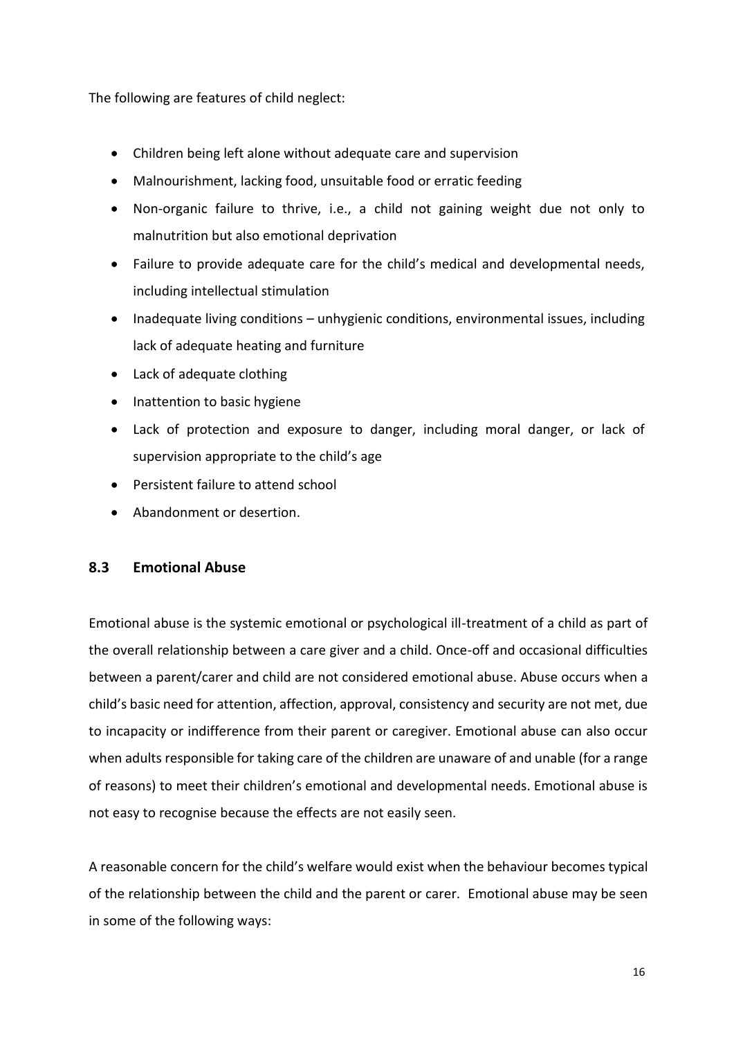The following are features of child neglect:

- Children being left alone without adequate care and supervision
- Malnourishment, lacking food, unsuitable food or erratic feeding
- Non-organic failure to thrive, i.e., a child not gaining weight due not only to malnutrition but also emotional deprivation
- Failure to provide adequate care for the child's medical and developmental needs, including intellectual stimulation
- Inadequate living conditions – unhygienic conditions, environmental issues, including lack of adequate heating and furniture
- Lack of adequate clothing
- Inattention to basic hygiene
- Lack of protection and exposure to danger, including moral danger, or lack of supervision appropriate to the child's age
- Persistent failure to attend school
- Abandonment or desertion.

## 8.3 Emotional Abuse

Emotional abuse is the systemic emotional or psychological ill-treatment of a child as part of the overall relationship between a care giver and a child. Once-off and occasional difficulties between a parent/carer and child are not considered emotional abuse. Abuse occurs when a child's basic need for attention, affection, approval, consistency and security are not met, due to incapacity or indifference from their parent or caregiver. Emotional abuse can also occur when adults responsible for taking care of the children are unaware of and unable (for a range of reasons) to meet their children's emotional and developmental needs. Emotional abuse is not easy to recognise because the effects are not easily seen.

A reasonable concern for the child's welfare would exist when the behaviour becomes typical of the relationship between the child and the parent or carer. Emotional abuse may be seen in some of the following ways: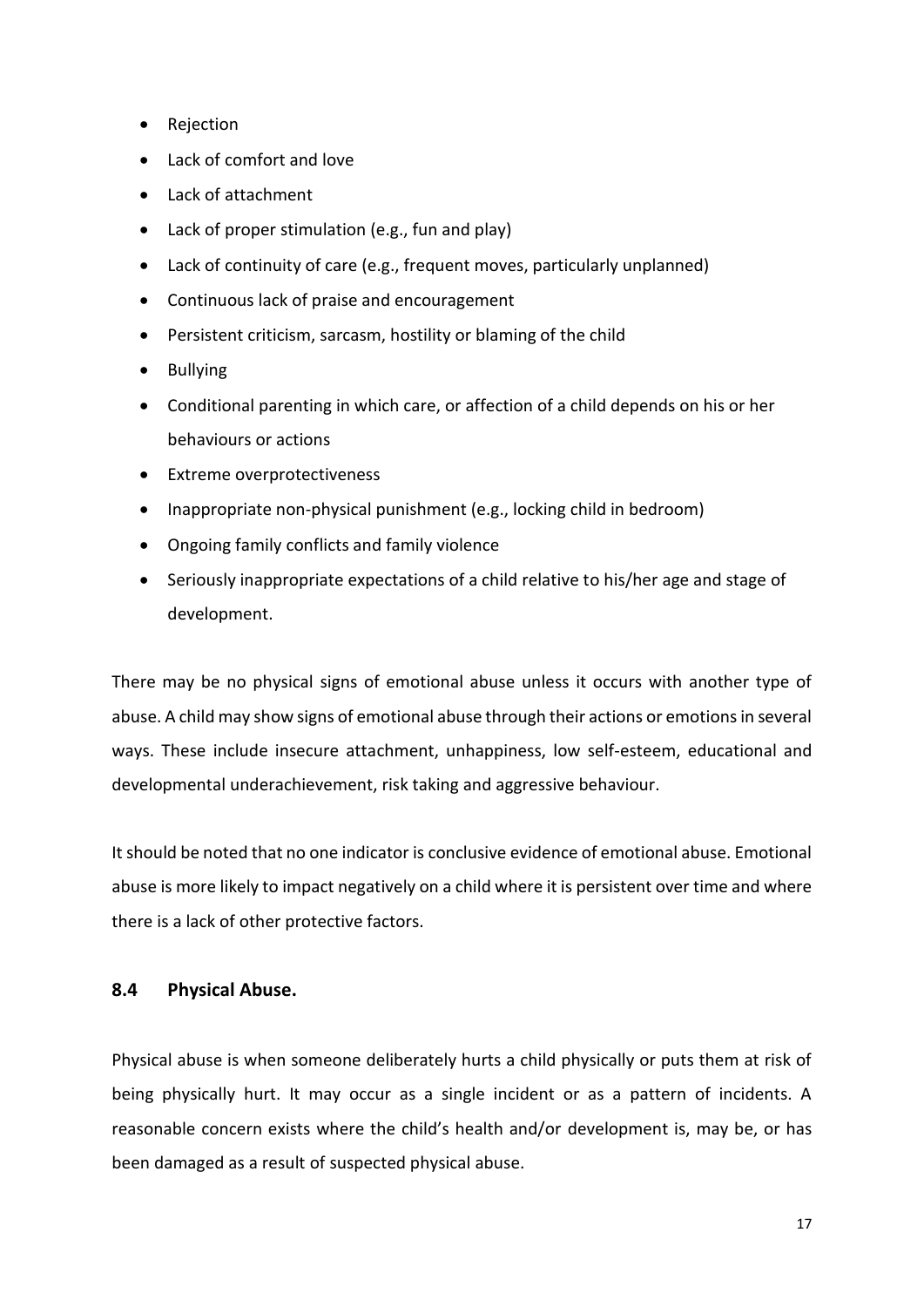- Rejection
- Lack of comfort and love
- Lack of attachment
- Lack of proper stimulation (e.g., fun and play)
- Lack of continuity of care (e.g., frequent moves, particularly unplanned)
- Continuous lack of praise and encouragement
- Persistent criticism, sarcasm, hostility or blaming of the child
- Bullying
- Conditional parenting in which care, or affection of a child depends on his or her behaviours or actions
- Extreme overprotectiveness
- Inappropriate non-physical punishment (e.g., locking child in bedroom)
- Ongoing family conflicts and family violence
- Seriously inappropriate expectations of a child relative to his/her age and stage of development.

There may be no physical signs of emotional abuse unless it occurs with another type of abuse. A child may show signs of emotional abuse through their actions or emotions in several ways. These include insecure attachment, unhappiness, low self-esteem, educational and developmental underachievement, risk taking and aggressive behaviour.

It should be noted that no one indicator is conclusive evidence of emotional abuse. Emotional abuse is more likely to impact negatively on a child where it is persistent over time and where there is a lack of other protective factors.

## 8.4 Physical Abuse.

Physical abuse is when someone deliberately hurts a child physically or puts them at risk of being physically hurt. It may occur as a single incident or as a pattern of incidents. A reasonable concern exists where the child's health and/or development is, may be, or has been damaged as a result of suspected physical abuse.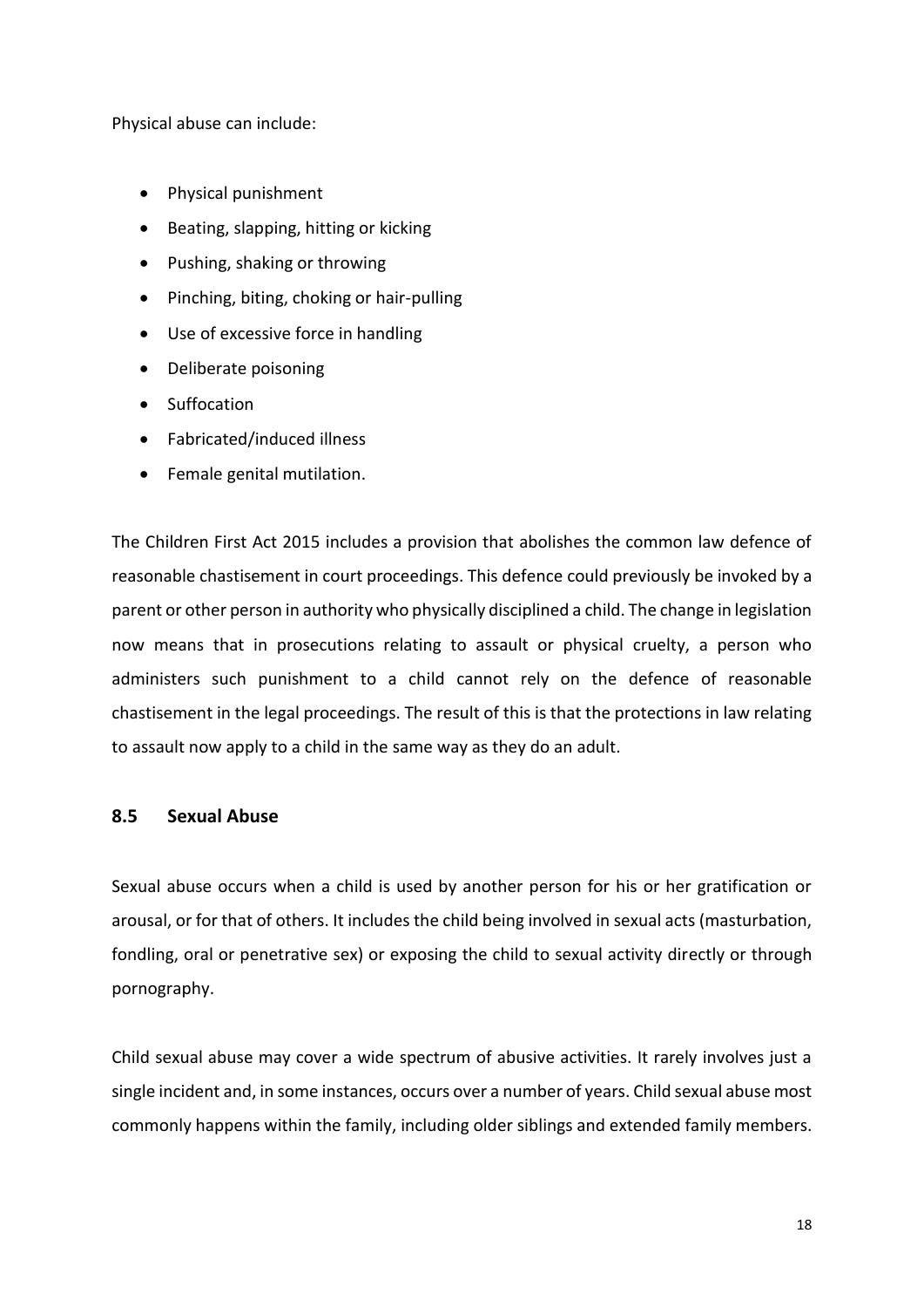Physical abuse can include:

- Physical punishment
- Beating, slapping, hitting or kicking
- Pushing, shaking or throwing
- Pinching, biting, choking or hair-pulling
- Use of excessive force in handling
- Deliberate poisoning
- Suffocation
- Fabricated/induced illness
- Female genital mutilation.

The Children First Act 2015 includes a provision that abolishes the common law defence of reasonable chastisement in court proceedings. This defence could previously be invoked by a parent or other person in authority who physically disciplined a child. The change in legislation now means that in prosecutions relating to assault or physical cruelty, a person who administers such punishment to a child cannot rely on the defence of reasonable chastisement in the legal proceedings. The result of this is that the protections in law relating to assault now apply to a child in the same way as they do an adult.

## 8.5 Sexual Abuse

Sexual abuse occurs when a child is used by another person for his or her gratification or arousal, or for that of others. It includes the child being involved in sexual acts (masturbation, fondling, oral or penetrative sex) or exposing the child to sexual activity directly or through pornography.

Child sexual abuse may cover a wide spectrum of abusive activities. It rarely involves just a single incident and, in some instances, occurs over a number of years. Child sexual abuse most commonly happens within the family, including older siblings and extended family members.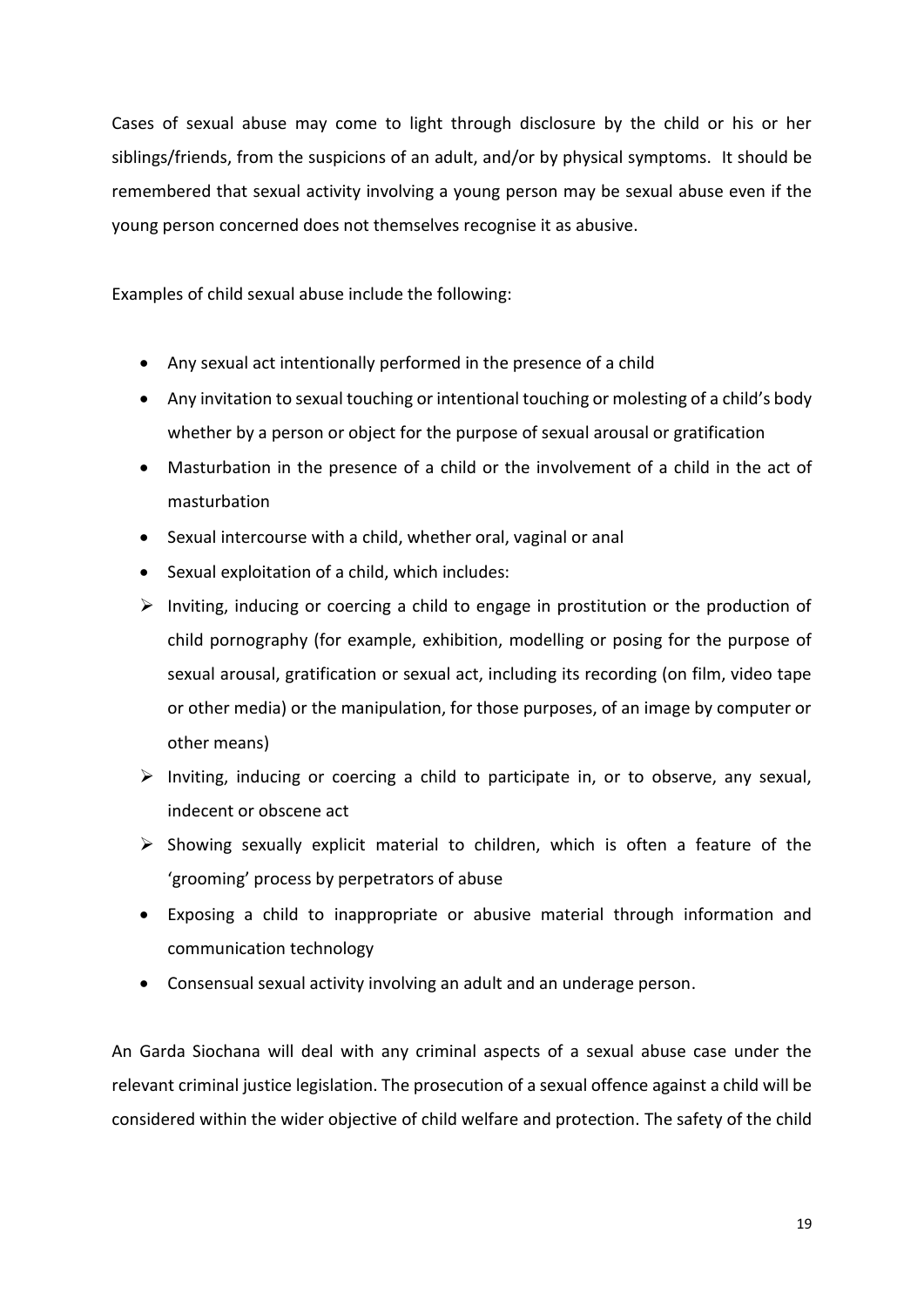Cases of sexual abuse may come to light through disclosure by the child or his or her siblings/friends, from the suspicions of an adult, and/or by physical symptoms. It should be remembered that sexual activity involving a young person may be sexual abuse even if the young person concerned does not themselves recognise it as abusive.

Examples of child sexual abuse include the following:

- Any sexual act intentionally performed in the presence of a child
- Any invitation to sexual touching or intentional touching or molesting of a child's body whether by a person or object for the purpose of sexual arousal or gratification
- Masturbation in the presence of a child or the involvement of a child in the act of masturbation
- Sexual intercourse with a child, whether oral, vaginal or anal
- Sexual exploitation of a child, which includes:
  - Inviting, inducing or coercing a child to engage in prostitution or the production of child pornography (for example, exhibition, modelling or posing for the purpose of sexual arousal, gratification or sexual act, including its recording (on film, video tape or other media) or the manipulation, for those purposes, of an image by computer or other means)
  - Inviting, inducing or coercing a child to participate in, or to observe, any sexual, indecent or obscene act
  - Showing sexually explicit material to children, which is often a feature of the 'grooming' process by perpetrators of abuse
- Exposing a child to inappropriate or abusive material through information and communication technology
- Consensual sexual activity involving an adult and an underage person.

An Garda Siochana will deal with any criminal aspects of a sexual abuse case under the relevant criminal justice legislation. The prosecution of a sexual offence against a child will be considered within the wider objective of child welfare and protection. The safety of the child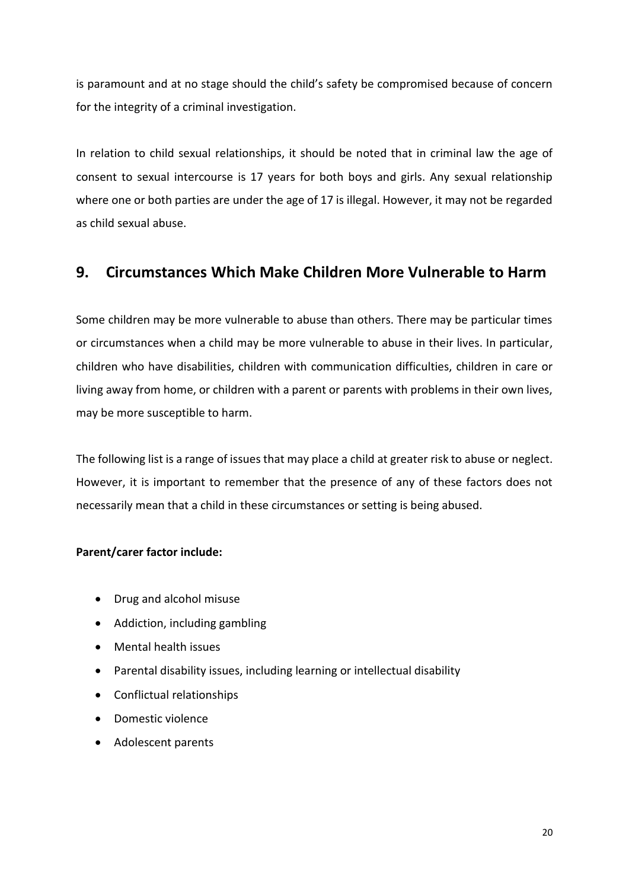is paramount and at no stage should the child's safety be compromised because of concern for the integrity of a criminal investigation.

In relation to child sexual relationships, it should be noted that in criminal law the age of consent to sexual intercourse is 17 years for both boys and girls. Any sexual relationship where one or both parties are under the age of 17 is illegal. However, it may not be regarded as child sexual abuse.

## 9. Circumstances Which Make Children More Vulnerable to Harm

Some children may be more vulnerable to abuse than others. There may be particular times or circumstances when a child may be more vulnerable to abuse in their lives. In particular, children who have disabilities, children with communication difficulties, children in care or living away from home, or children with a parent or parents with problems in their own lives, may be more susceptible to harm.

The following list is a range of issues that may place a child at greater risk to abuse or neglect. However, it is important to remember that the presence of any of these factors does not necessarily mean that a child in these circumstances or setting is being abused.

**Parent/carer factor include:**

- Drug and alcohol misuse
- Addiction, including gambling
- Mental health issues
- Parental disability issues, including learning or intellectual disability
- Conflictual relationships
- Domestic violence
- Adolescent parents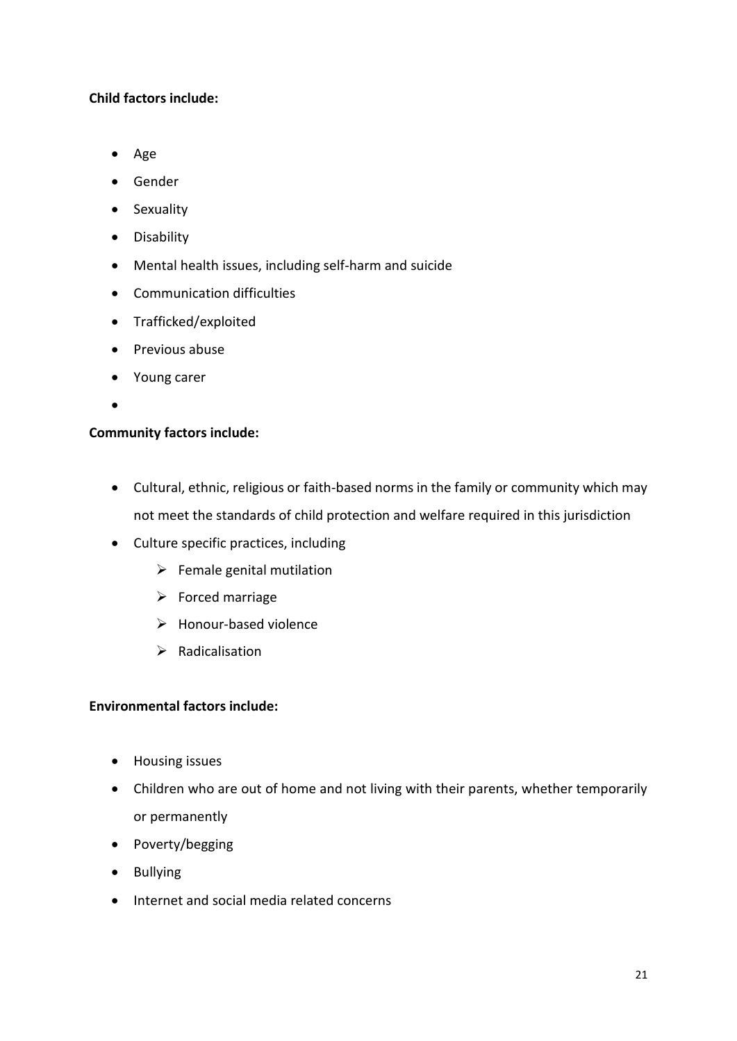**Child factors include:**

- Age
- Gender
- Sexuality
- Disability
- Mental health issues, including self-harm and suicide
- Communication difficulties
- Trafficked/exploited
- Previous abuse
- Young carer

**Community factors include:**

- Cultural, ethnic, religious or faith-based norms in the family or community which may not meet the standards of child protection and welfare required in this jurisdiction
- Culture specific practices, including
    - Female genital mutilation
    - Forced marriage
    - Honour-based violence
    - Radicalisation

**Environmental factors include:**

- Housing issues
- Children who are out of home and not living with their parents, whether temporarily or permanently
- Poverty/begging
- Bullying
- Internet and social media related concerns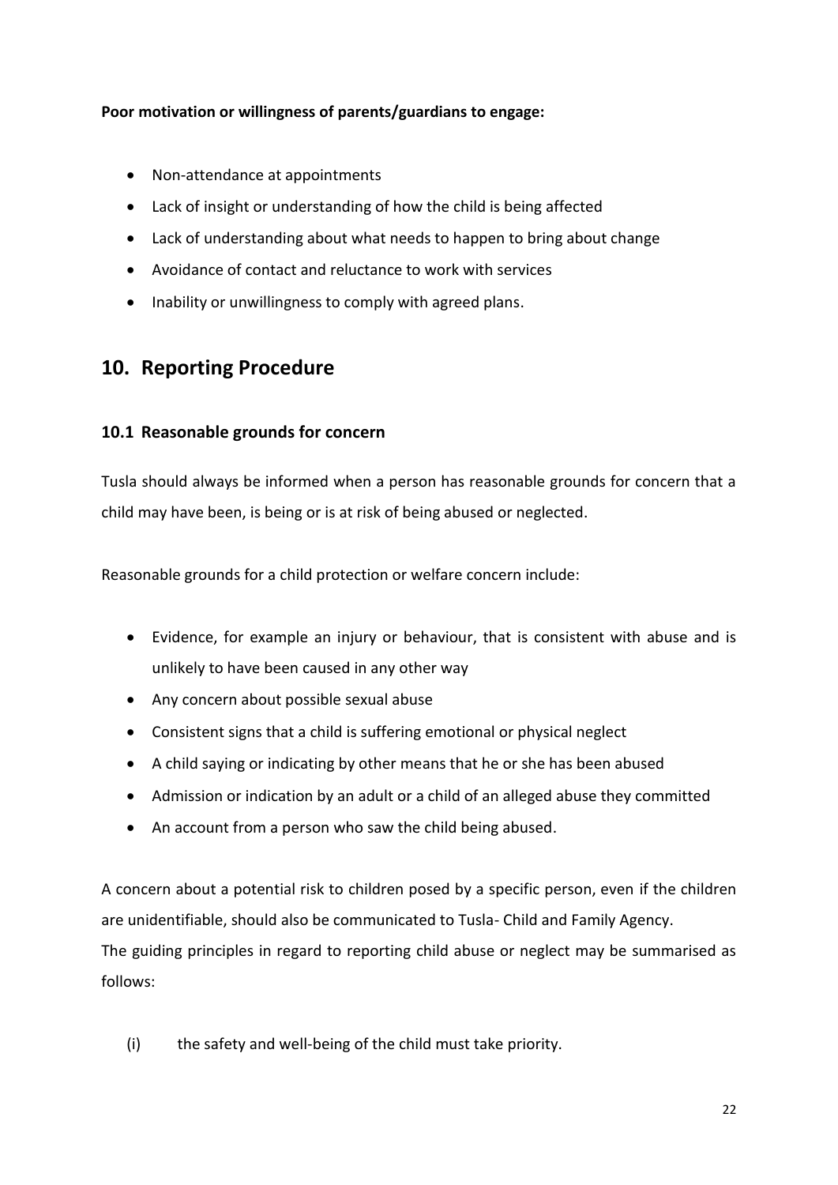**Poor motivation or willingness of parents/guardians to engage:**

- Non-attendance at appointments
- Lack of insight or understanding of how the child is being affected
- Lack of understanding about what needs to happen to bring about change
- Avoidance of contact and reluctance to work with services
- Inability or unwillingness to comply with agreed plans.

## 10. Reporting Procedure

### 10.1 Reasonable grounds for concern

Tusla should always be informed when a person has reasonable grounds for concern that a child may have been, is being or is at risk of being abused or neglected.

Reasonable grounds for a child protection or welfare concern include:

- Evidence, for example an injury or behaviour, that is consistent with abuse and is unlikely to have been caused in any other way
- Any concern about possible sexual abuse
- Consistent signs that a child is suffering emotional or physical neglect
- A child saying or indicating by other means that he or she has been abused
- Admission or indication by an adult or a child of an alleged abuse they committed
- An account from a person who saw the child being abused.

A concern about a potential risk to children posed by a specific person, even if the children are unidentifiable, should also be communicated to Tusla- Child and Family Agency.
The guiding principles in regard to reporting child abuse or neglect may be summarised as follows:

(i) the safety and well-being of the child must take priority.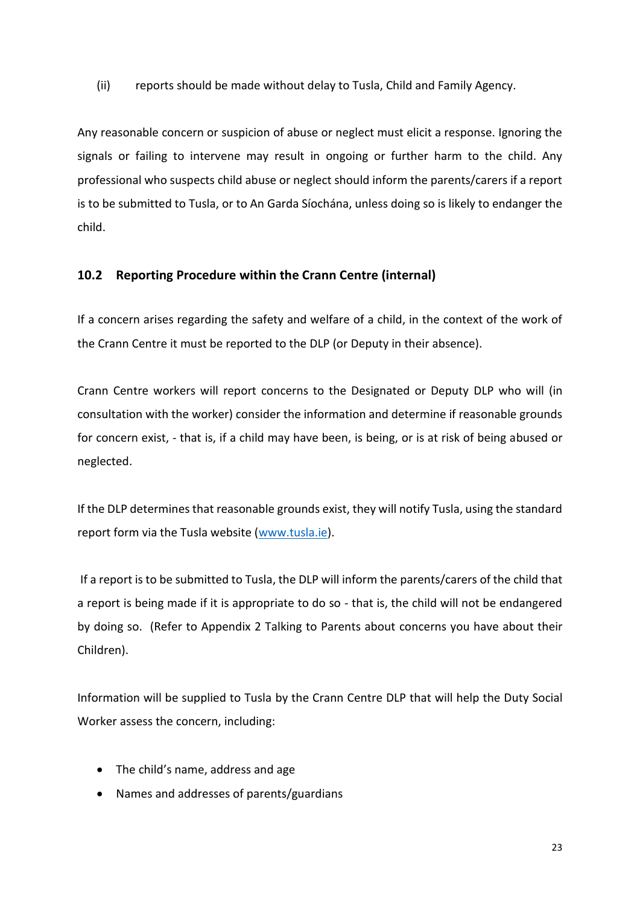(ii) reports should be made without delay to Tusla, Child and Family Agency.

Any reasonable concern or suspicion of abuse or neglect must elicit a response. Ignoring the signals or failing to intervene may result in ongoing or further harm to the child. Any professional who suspects child abuse or neglect should inform the parents/carers if a report is to be submitted to Tusla, or to An Garda Síochána, unless doing so is likely to endanger the child.

## 10.2 Reporting Procedure within the Crann Centre (internal)

If a concern arises regarding the safety and welfare of a child, in the context of the work of the Crann Centre it must be reported to the DLP (or Deputy in their absence).

Crann Centre workers will report concerns to the Designated or Deputy DLP who will (in consultation with the worker) consider the information and determine if reasonable grounds for concern exist, - that is, if a child may have been, is being, or is at risk of being abused or neglected.

If the DLP determines that reasonable grounds exist, they will notify Tusla, using the standard report form via the Tusla website (www.tusla.ie).

If a report is to be submitted to Tusla, the DLP will inform the parents/carers of the child that a report is being made if it is appropriate to do so - that is, the child will not be endangered by doing so. (Refer to Appendix 2 Talking to Parents about concerns you have about their Children).

Information will be supplied to Tusla by the Crann Centre DLP that will help the Duty Social Worker assess the concern, including:

- The child's name, address and age
- Names and addresses of parents/guardians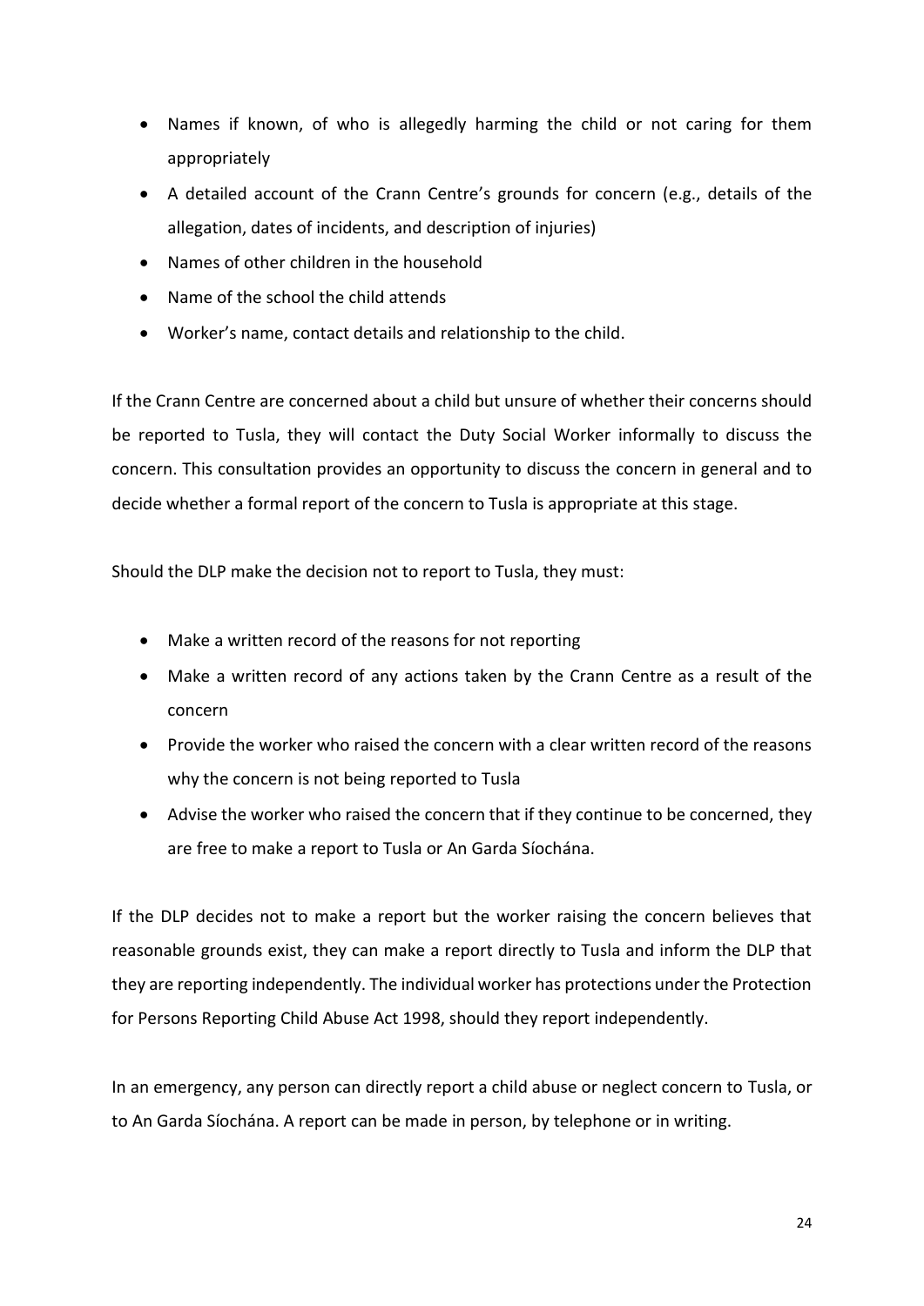- Names if known, of who is allegedly harming the child or not caring for them appropriately
- A detailed account of the Crann Centre's grounds for concern (e.g., details of the allegation, dates of incidents, and description of injuries)
- Names of other children in the household
- Name of the school the child attends
- Worker's name, contact details and relationship to the child.

If the Crann Centre are concerned about a child but unsure of whether their concerns should be reported to Tusla, they will contact the Duty Social Worker informally to discuss the concern. This consultation provides an opportunity to discuss the concern in general and to decide whether a formal report of the concern to Tusla is appropriate at this stage.

Should the DLP make the decision not to report to Tusla, they must:

- Make a written record of the reasons for not reporting
- Make a written record of any actions taken by the Crann Centre as a result of the concern
- Provide the worker who raised the concern with a clear written record of the reasons why the concern is not being reported to Tusla
- Advise the worker who raised the concern that if they continue to be concerned, they are free to make a report to Tusla or An Garda Síochána.

If the DLP decides not to make a report but the worker raising the concern believes that reasonable grounds exist, they can make a report directly to Tusla and inform the DLP that they are reporting independently. The individual worker has protections under the Protection for Persons Reporting Child Abuse Act 1998, should they report independently.

In an emergency, any person can directly report a child abuse or neglect concern to Tusla, or to An Garda Síochána. A report can be made in person, by telephone or in writing.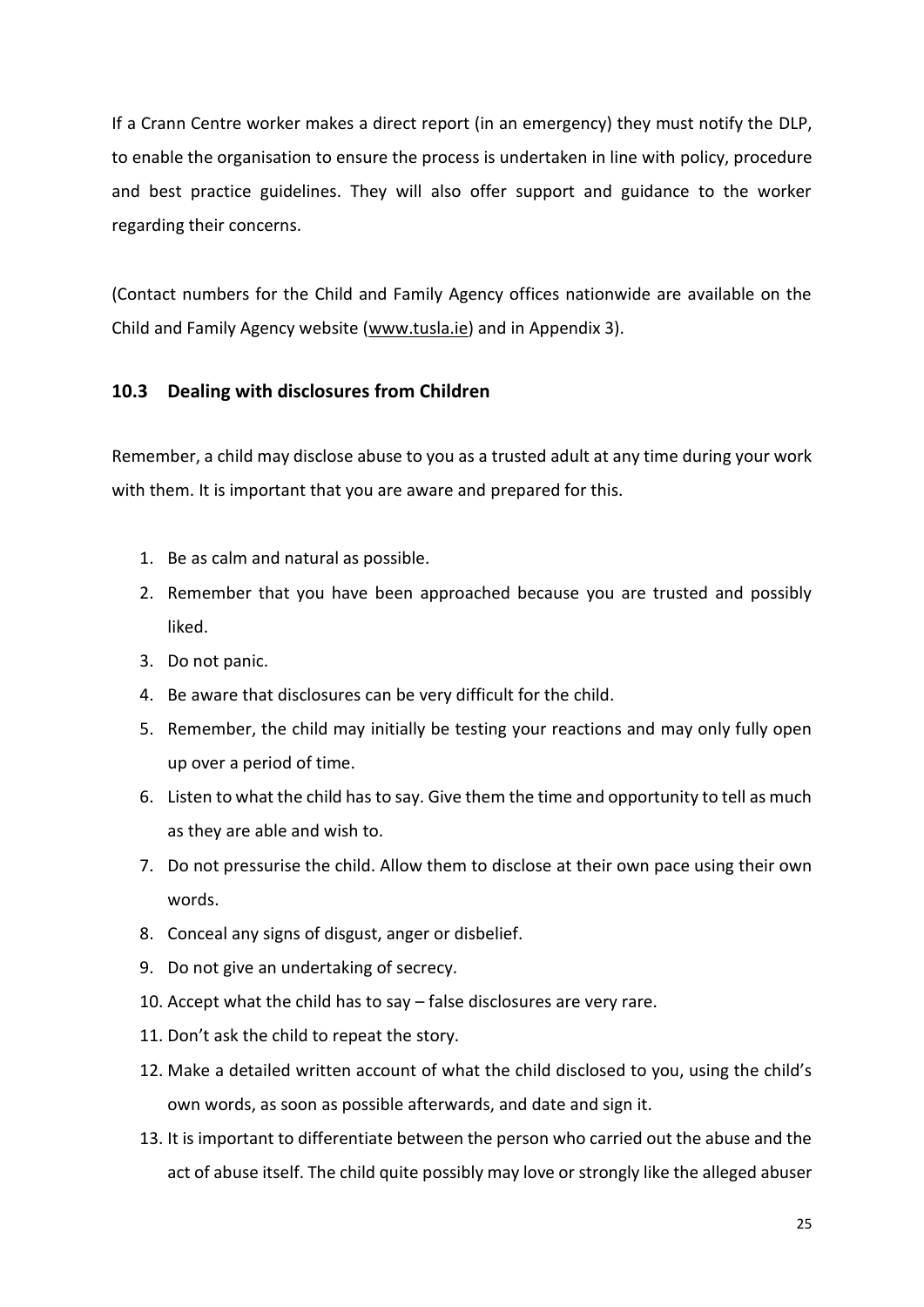If a Crann Centre worker makes a direct report (in an emergency) they must notify the DLP, to enable the organisation to ensure the process is undertaken in line with policy, procedure and best practice guidelines. They will also offer support and guidance to the worker regarding their concerns.

(Contact numbers for the Child and Family Agency offices nationwide are available on the Child and Family Agency website (www.tusla.ie) and in Appendix 3).

### 10.3 Dealing with disclosures from Children

Remember, a child may disclose abuse to you as a trusted adult at any time during your work with them. It is important that you are aware and prepared for this.

1. Be as calm and natural as possible.
2. Remember that you have been approached because you are trusted and possibly liked.
3. Do not panic.
4. Be aware that disclosures can be very difficult for the child.
5. Remember, the child may initially be testing your reactions and may only fully open up over a period of time.
6. Listen to what the child has to say. Give them the time and opportunity to tell as much as they are able and wish to.
7. Do not pressurise the child. Allow them to disclose at their own pace using their own words.
8. Conceal any signs of disgust, anger or disbelief.
9. Do not give an undertaking of secrecy.
10. Accept what the child has to say – false disclosures are very rare.
11. Don't ask the child to repeat the story.
12. Make a detailed written account of what the child disclosed to you, using the child's own words, as soon as possible afterwards, and date and sign it.
13. It is important to differentiate between the person who carried out the abuse and the act of abuse itself. The child quite possibly may love or strongly like the alleged abuser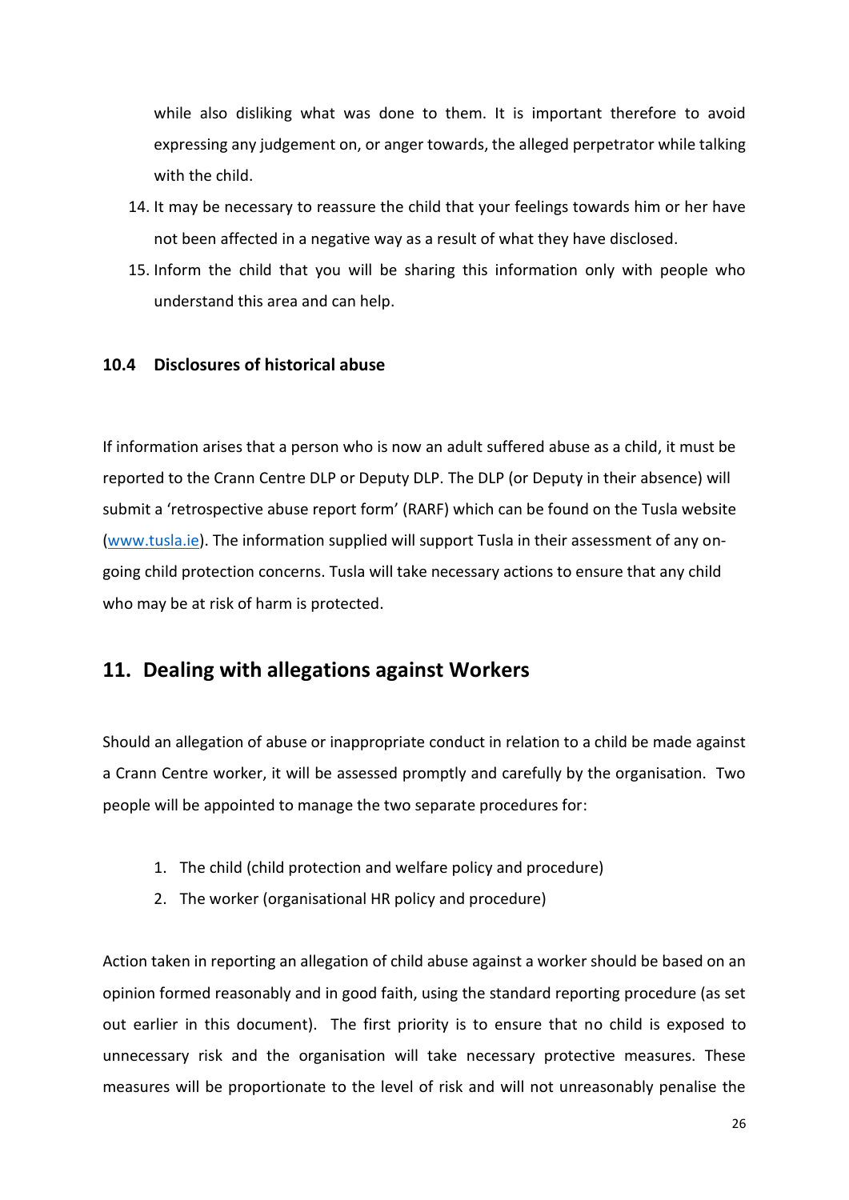while also disliking what was done to them. It is important therefore to avoid expressing any judgement on, or anger towards, the alleged perpetrator while talking with the child.

14. It may be necessary to reassure the child that your feelings towards him or her have not been affected in a negative way as a result of what they have disclosed.
15. Inform the child that you will be sharing this information only with people who understand this area and can help.

### 10.4 Disclosures of historical abuse

If information arises that a person who is now an adult suffered abuse as a child, it must be reported to the Crann Centre DLP or Deputy DLP. The DLP (or Deputy in their absence) will submit a 'retrospective abuse report form' (RARF) which can be found on the Tusla website ([www.tusla.ie](www.tusla.ie)). The information supplied will support Tusla in their assessment of any on-going child protection concerns. Tusla will take necessary actions to ensure that any child who may be at risk of harm is protected.

## 11. Dealing with allegations against Workers

Should an allegation of abuse or inappropriate conduct in relation to a child be made against a Crann Centre worker, it will be assessed promptly and carefully by the organisation. Two people will be appointed to manage the two separate procedures for:

1. The child (child protection and welfare policy and procedure)
2. The worker (organisational HR policy and procedure)

Action taken in reporting an allegation of child abuse against a worker should be based on an opinion formed reasonably and in good faith, using the standard reporting procedure (as set out earlier in this document). The first priority is to ensure that no child is exposed to unnecessary risk and the organisation will take necessary protective measures. These measures will be proportionate to the level of risk and will not unreasonably penalise the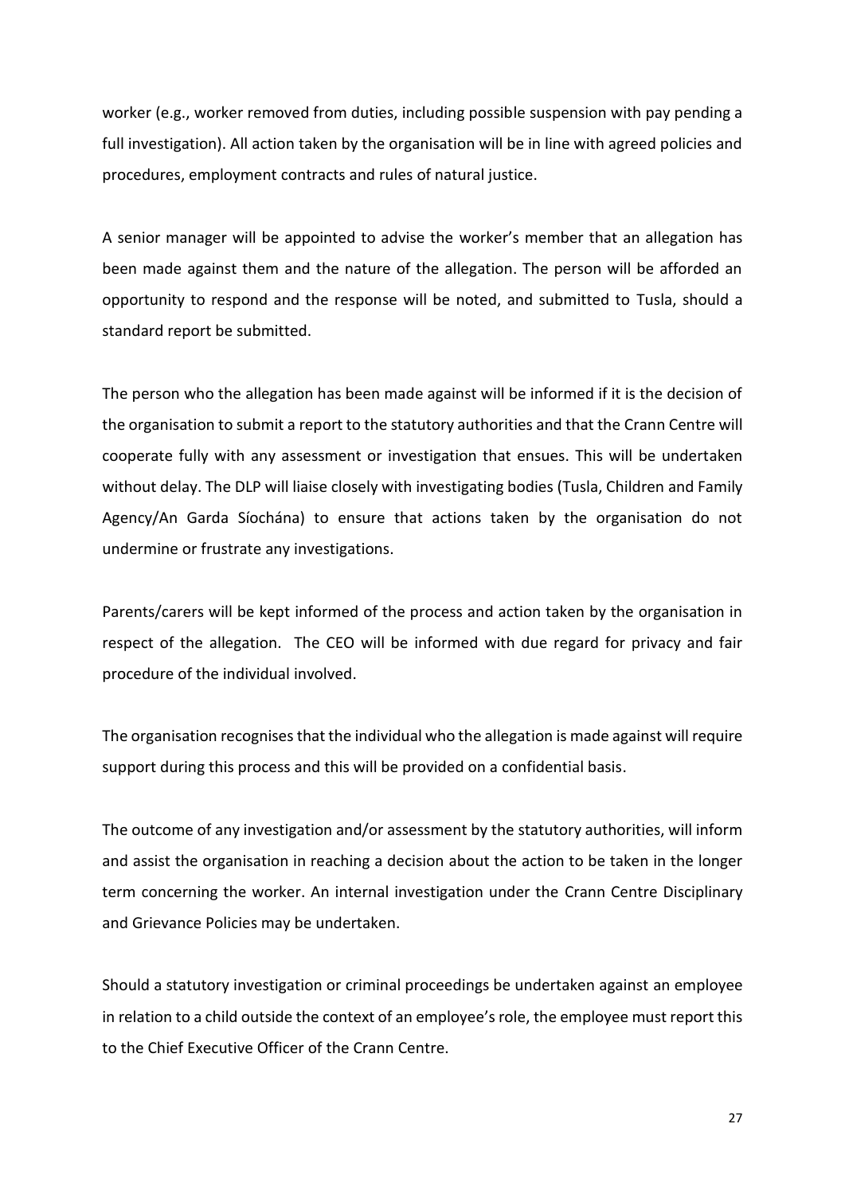worker (e.g., worker removed from duties, including possible suspension with pay pending a full investigation). All action taken by the organisation will be in line with agreed policies and procedures, employment contracts and rules of natural justice.

A senior manager will be appointed to advise the worker's member that an allegation has been made against them and the nature of the allegation. The person will be afforded an opportunity to respond and the response will be noted, and submitted to Tusla, should a standard report be submitted.

The person who the allegation has been made against will be informed if it is the decision of the organisation to submit a report to the statutory authorities and that the Crann Centre will cooperate fully with any assessment or investigation that ensues. This will be undertaken without delay. The DLP will liaise closely with investigating bodies (Tusla, Children and Family Agency/An Garda Síochána) to ensure that actions taken by the organisation do not undermine or frustrate any investigations.

Parents/carers will be kept informed of the process and action taken by the organisation in respect of the allegation. The CEO will be informed with due regard for privacy and fair procedure of the individual involved.

The organisation recognises that the individual who the allegation is made against will require support during this process and this will be provided on a confidential basis.

The outcome of any investigation and/or assessment by the statutory authorities, will inform and assist the organisation in reaching a decision about the action to be taken in the longer term concerning the worker. An internal investigation under the Crann Centre Disciplinary and Grievance Policies may be undertaken.

Should a statutory investigation or criminal proceedings be undertaken against an employee in relation to a child outside the context of an employee's role, the employee must report this to the Chief Executive Officer of the Crann Centre.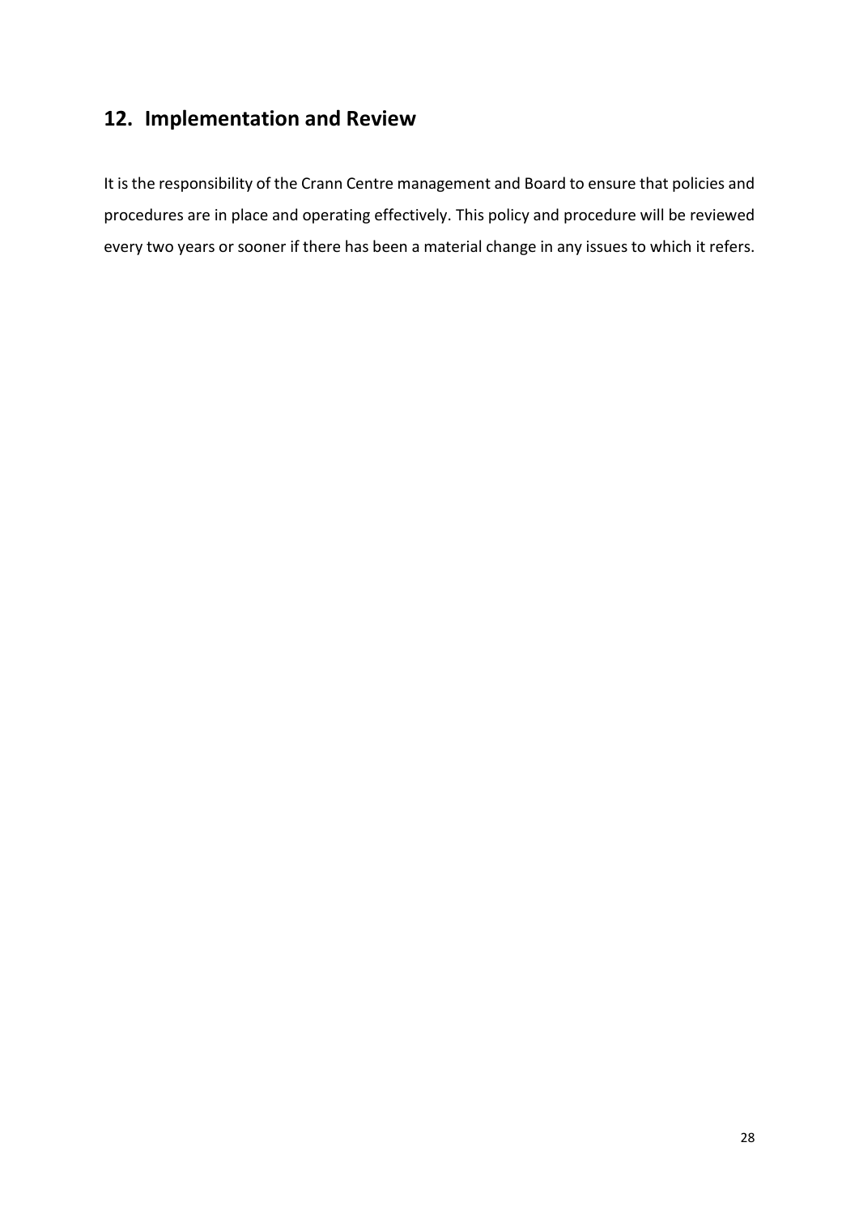## 12. Implementation and Review

It is the responsibility of the Crann Centre management and Board to ensure that policies and procedures are in place and operating effectively. This policy and procedure will be reviewed every two years or sooner if there has been a material change in any issues to which it refers.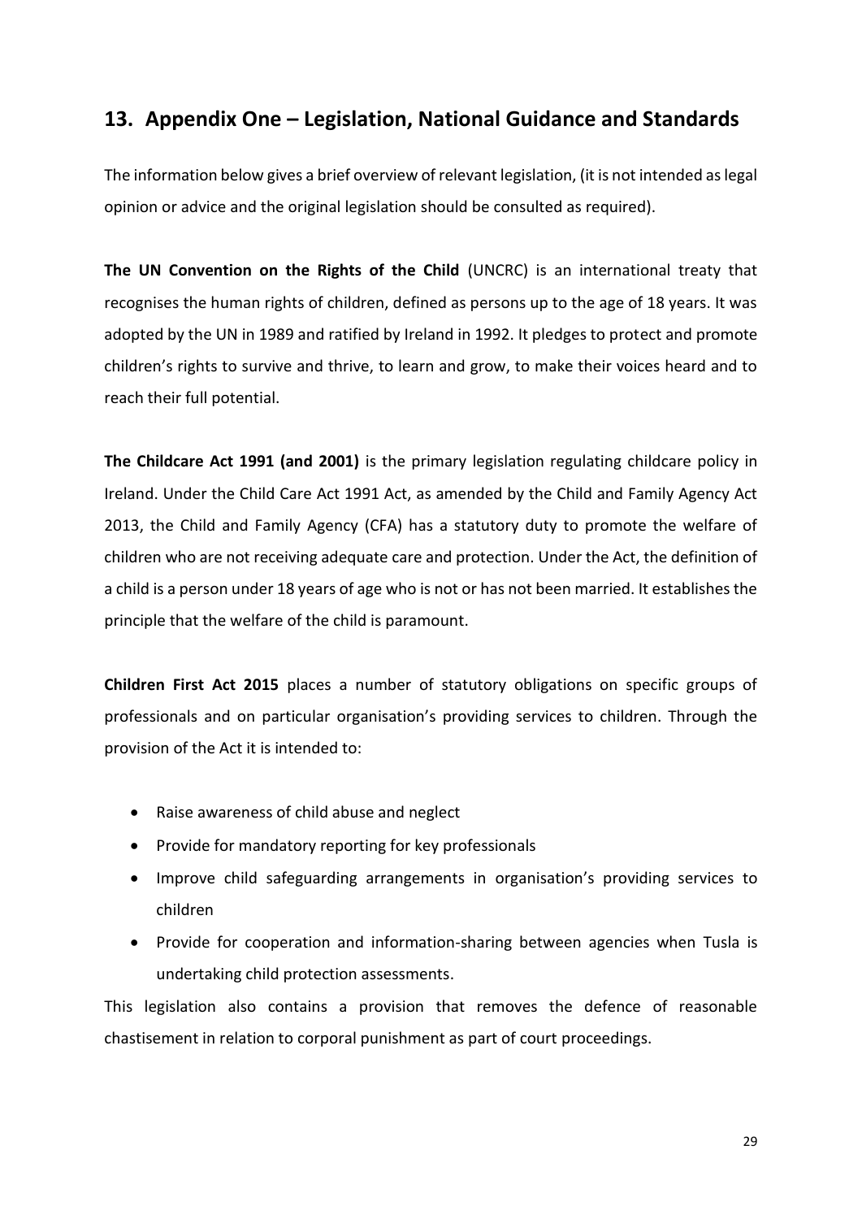## 13. Appendix One – Legislation, National Guidance and Standards

The information below gives a brief overview of relevant legislation, (it is not intended as legal opinion or advice and the original legislation should be consulted as required).

**The UN Convention on the Rights of the Child** (UNCRC) is an international treaty that recognises the human rights of children, defined as persons up to the age of 18 years. It was adopted by the UN in 1989 and ratified by Ireland in 1992. It pledges to protect and promote children's rights to survive and thrive, to learn and grow, to make their voices heard and to reach their full potential.

**The Childcare Act 1991 (and 2001)** is the primary legislation regulating childcare policy in Ireland. Under the Child Care Act 1991 Act, as amended by the Child and Family Agency Act 2013, the Child and Family Agency (CFA) has a statutory duty to promote the welfare of children who are not receiving adequate care and protection. Under the Act, the definition of a child is a person under 18 years of age who is not or has not been married. It establishes the principle that the welfare of the child is paramount.

**Children First Act 2015** places a number of statutory obligations on specific groups of professionals and on particular organisation's providing services to children. Through the provision of the Act it is intended to:

- Raise awareness of child abuse and neglect
- Provide for mandatory reporting for key professionals
- Improve child safeguarding arrangements in organisation's providing services to children
- Provide for cooperation and information-sharing between agencies when Tusla is undertaking child protection assessments.

This legislation also contains a provision that removes the defence of reasonable chastisement in relation to corporal punishment as part of court proceedings.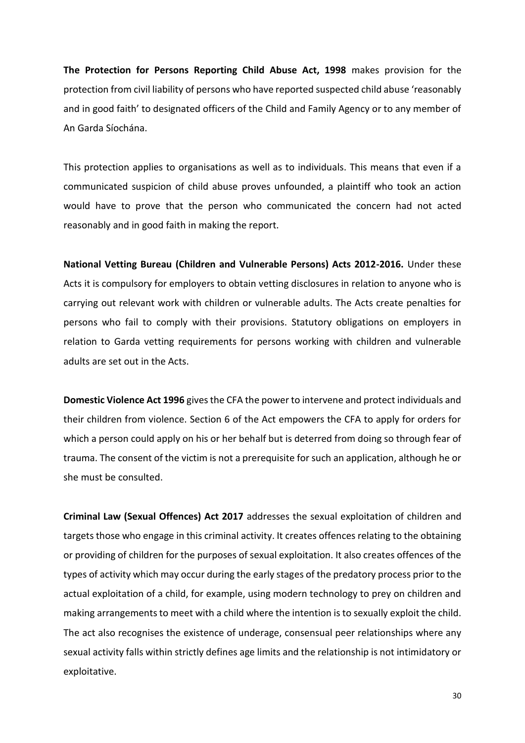**The Protection for Persons Reporting Child Abuse Act, 1998** makes provision for the protection from civil liability of persons who have reported suspected child abuse 'reasonably and in good faith' to designated officers of the Child and Family Agency or to any member of An Garda Síochána.

This protection applies to organisations as well as to individuals. This means that even if a communicated suspicion of child abuse proves unfounded, a plaintiff who took an action would have to prove that the person who communicated the concern had not acted reasonably and in good faith in making the report.

**National Vetting Bureau (Children and Vulnerable Persons) Acts 2012-2016.** Under these Acts it is compulsory for employers to obtain vetting disclosures in relation to anyone who is carrying out relevant work with children or vulnerable adults. The Acts create penalties for persons who fail to comply with their provisions. Statutory obligations on employers in relation to Garda vetting requirements for persons working with children and vulnerable adults are set out in the Acts.

**Domestic Violence Act 1996** gives the CFA the power to intervene and protect individuals and their children from violence. Section 6 of the Act empowers the CFA to apply for orders for which a person could apply on his or her behalf but is deterred from doing so through fear of trauma. The consent of the victim is not a prerequisite for such an application, although he or she must be consulted.

**Criminal Law (Sexual Offences) Act 2017** addresses the sexual exploitation of children and targets those who engage in this criminal activity. It creates offences relating to the obtaining or providing of children for the purposes of sexual exploitation. It also creates offences of the types of activity which may occur during the early stages of the predatory process prior to the actual exploitation of a child, for example, using modern technology to prey on children and making arrangements to meet with a child where the intention is to sexually exploit the child. The act also recognises the existence of underage, consensual peer relationships where any sexual activity falls within strictly defines age limits and the relationship is not intimidatory or exploitative.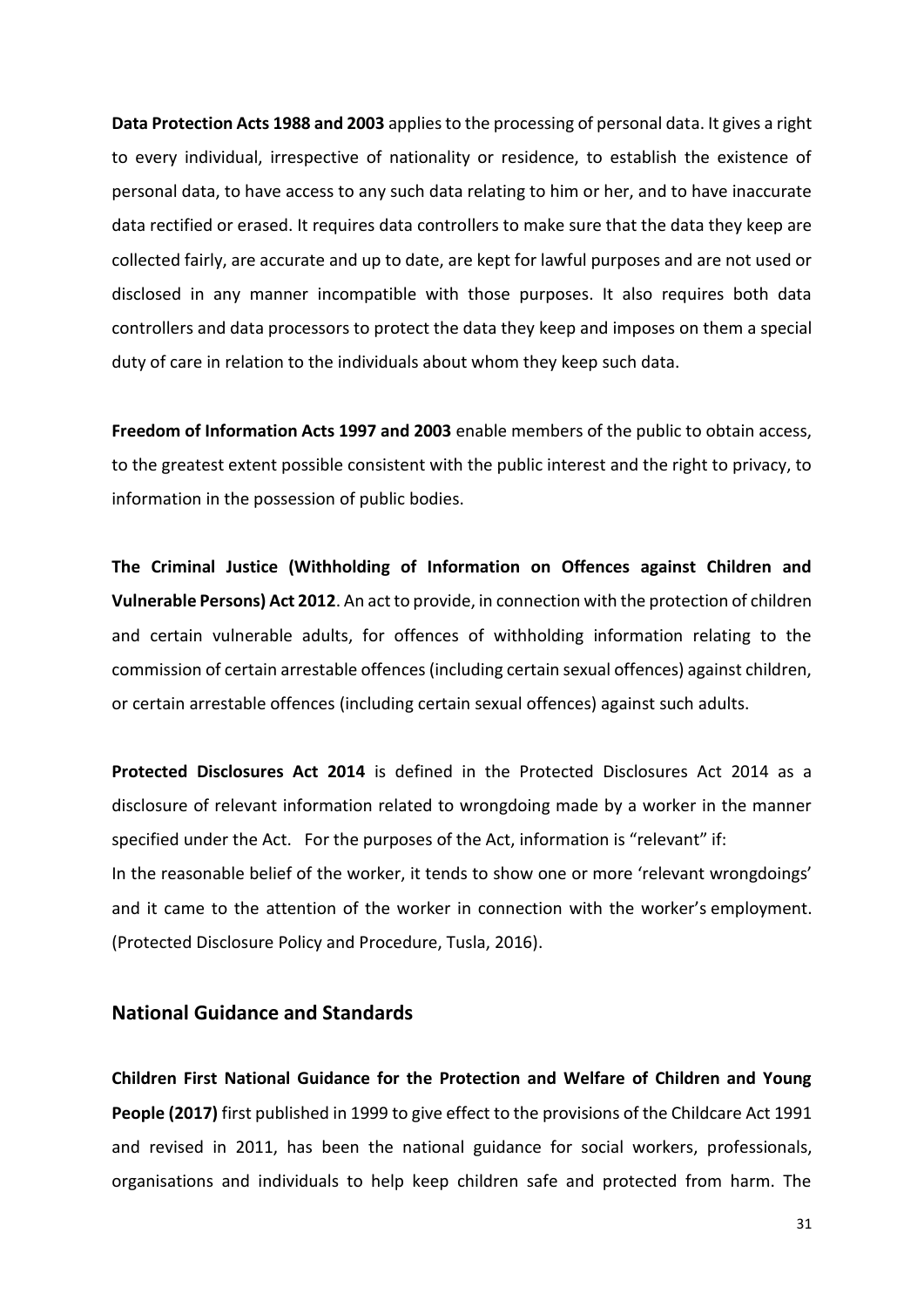**Data Protection Acts 1988 and 2003** applies to the processing of personal data. It gives a right to every individual, irrespective of nationality or residence, to establish the existence of personal data, to have access to any such data relating to him or her, and to have inaccurate data rectified or erased. It requires data controllers to make sure that the data they keep are collected fairly, are accurate and up to date, are kept for lawful purposes and are not used or disclosed in any manner incompatible with those purposes. It also requires both data controllers and data processors to protect the data they keep and imposes on them a special duty of care in relation to the individuals about whom they keep such data.

**Freedom of Information Acts 1997 and 2003** enable members of the public to obtain access, to the greatest extent possible consistent with the public interest and the right to privacy, to information in the possession of public bodies.

**The Criminal Justice (Withholding of Information on Offences against Children and Vulnerable Persons) Act 2012**. An act to provide, in connection with the protection of children and certain vulnerable adults, for offences of withholding information relating to the commission of certain arrestable offences (including certain sexual offences) against children, or certain arrestable offences (including certain sexual offences) against such adults.

**Protected Disclosures Act 2014** is defined in the Protected Disclosures Act 2014 as a disclosure of relevant information related to wrongdoing made by a worker in the manner specified under the Act. For the purposes of the Act, information is "relevant" if:
In the reasonable belief of the worker, it tends to show one or more 'relevant wrongdoings' and it came to the attention of the worker in connection with the worker's employment. (Protected Disclosure Policy and Procedure, Tusla, 2016).

## National Guidance and Standards

**Children First National Guidance for the Protection and Welfare of Children and Young People (2017)** first published in 1999 to give effect to the provisions of the Childcare Act 1991 and revised in 2011, has been the national guidance for social workers, professionals, organisations and individuals to help keep children safe and protected from harm. The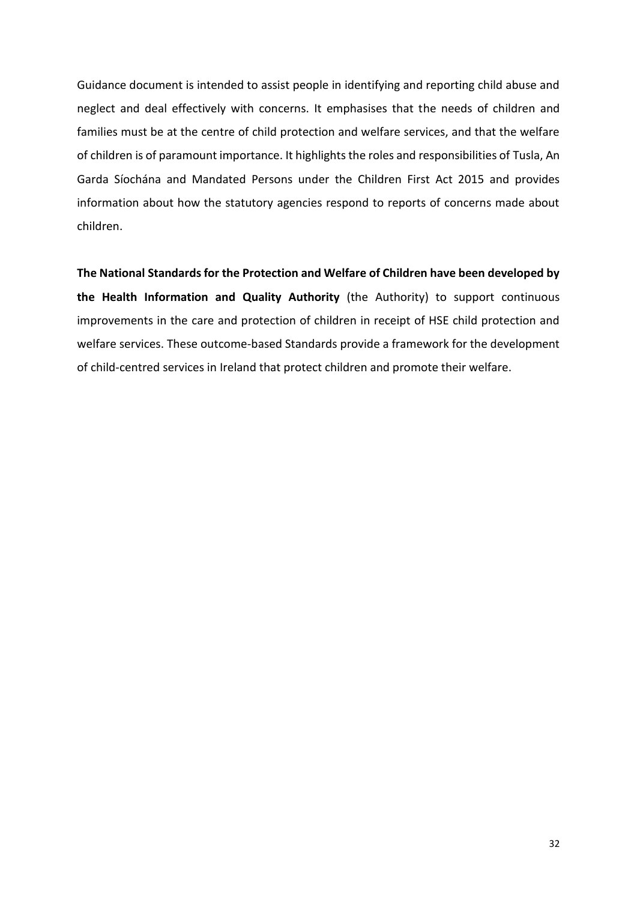Guidance document is intended to assist people in identifying and reporting child abuse and neglect and deal effectively with concerns. It emphasises that the needs of children and families must be at the centre of child protection and welfare services, and that the welfare of children is of paramount importance. It highlights the roles and responsibilities of Tusla, An Garda Síochána and Mandated Persons under the Children First Act 2015 and provides information about how the statutory agencies respond to reports of concerns made about children.

**The National Standards for the Protection and Welfare of Children have been developed by the Health Information and Quality Authority** (the Authority) to support continuous improvements in the care and protection of children in receipt of HSE child protection and welfare services. These outcome-based Standards provide a framework for the development of child-centred services in Ireland that protect children and promote their welfare.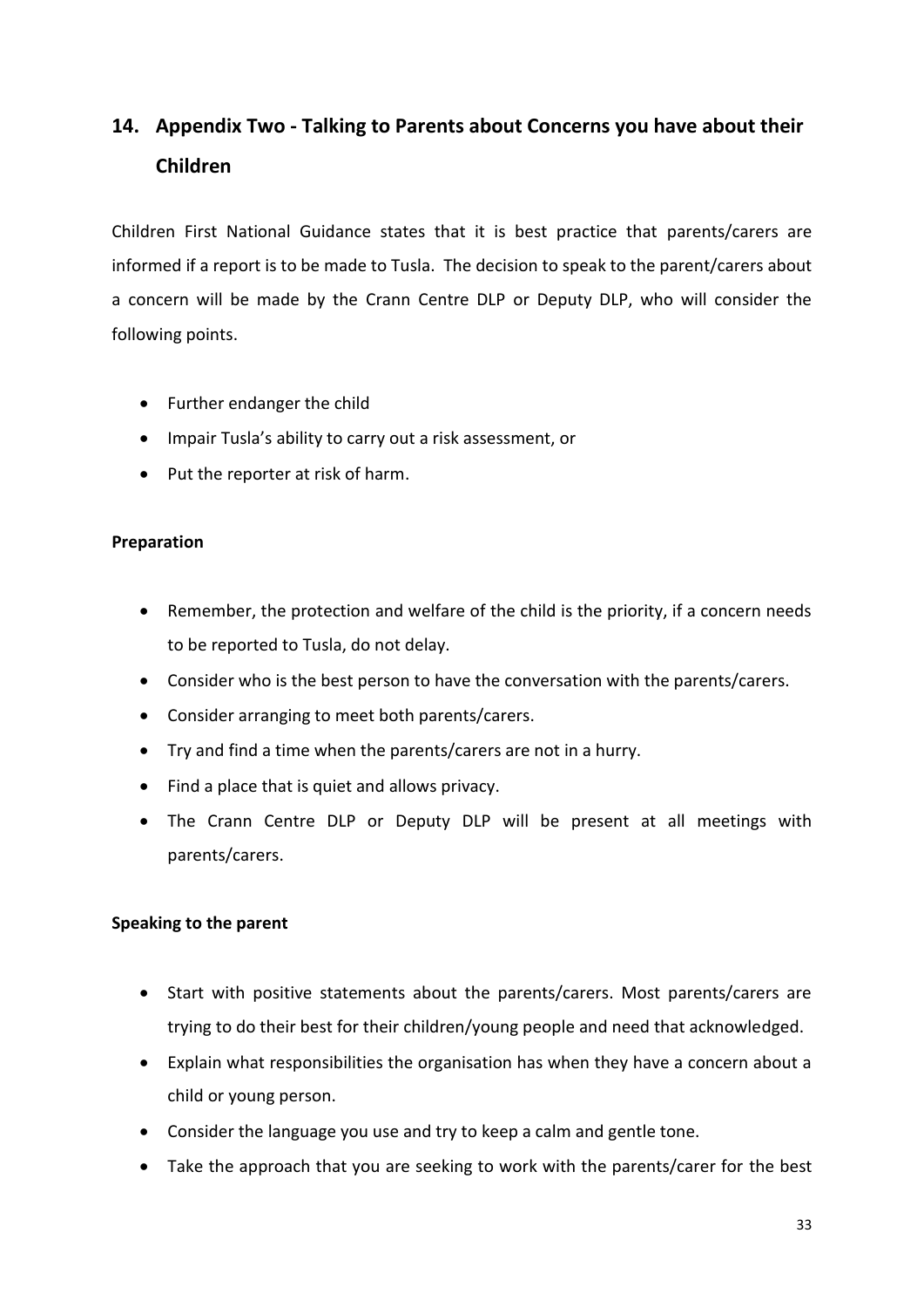## 14. Appendix Two - Talking to Parents about Concerns you have about their Children

Children First National Guidance states that it is best practice that parents/carers are informed if a report is to be made to Tusla. The decision to speak to the parent/carers about a concern will be made by the Crann Centre DLP or Deputy DLP, who will consider the following points.

- Further endanger the child
- Impair Tusla's ability to carry out a risk assessment, or
- Put the reporter at risk of harm.

**Preparation**

- Remember, the protection and welfare of the child is the priority, if a concern needs to be reported to Tusla, do not delay.
- Consider who is the best person to have the conversation with the parents/carers.
- Consider arranging to meet both parents/carers.
- Try and find a time when the parents/carers are not in a hurry.
- Find a place that is quiet and allows privacy.
- The Crann Centre DLP or Deputy DLP will be present at all meetings with parents/carers.

**Speaking to the parent**

- Start with positive statements about the parents/carers. Most parents/carers are trying to do their best for their children/young people and need that acknowledged.
- Explain what responsibilities the organisation has when they have a concern about a child or young person.
- Consider the language you use and try to keep a calm and gentle tone.
- Take the approach that you are seeking to work with the parents/carer for the best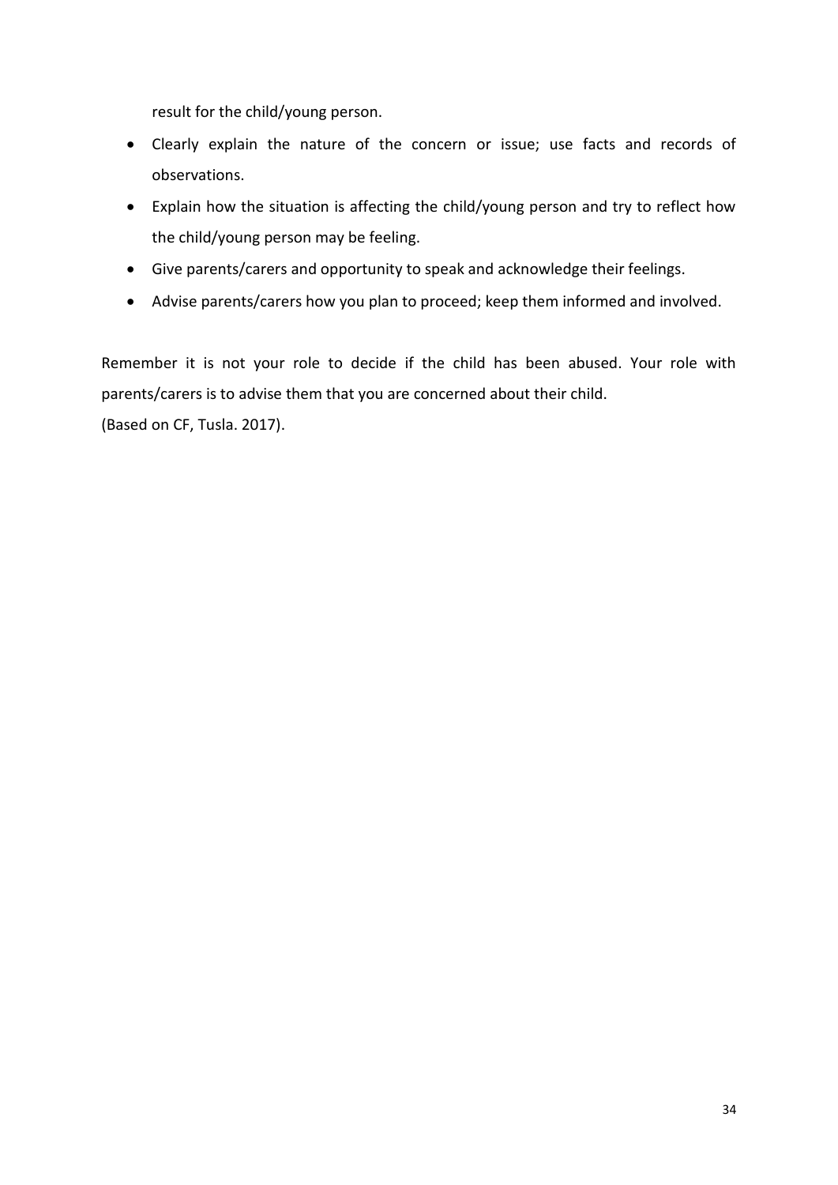result for the child/young person.

- Clearly explain the nature of the concern or issue; use facts and records of observations.
- Explain how the situation is affecting the child/young person and try to reflect how the child/young person may be feeling.
- Give parents/carers and opportunity to speak and acknowledge their feelings.
- Advise parents/carers how you plan to proceed; keep them informed and involved.

Remember it is not your role to decide if the child has been abused. Your role with parents/carers is to advise them that you are concerned about their child.
(Based on CF, Tusla. 2017).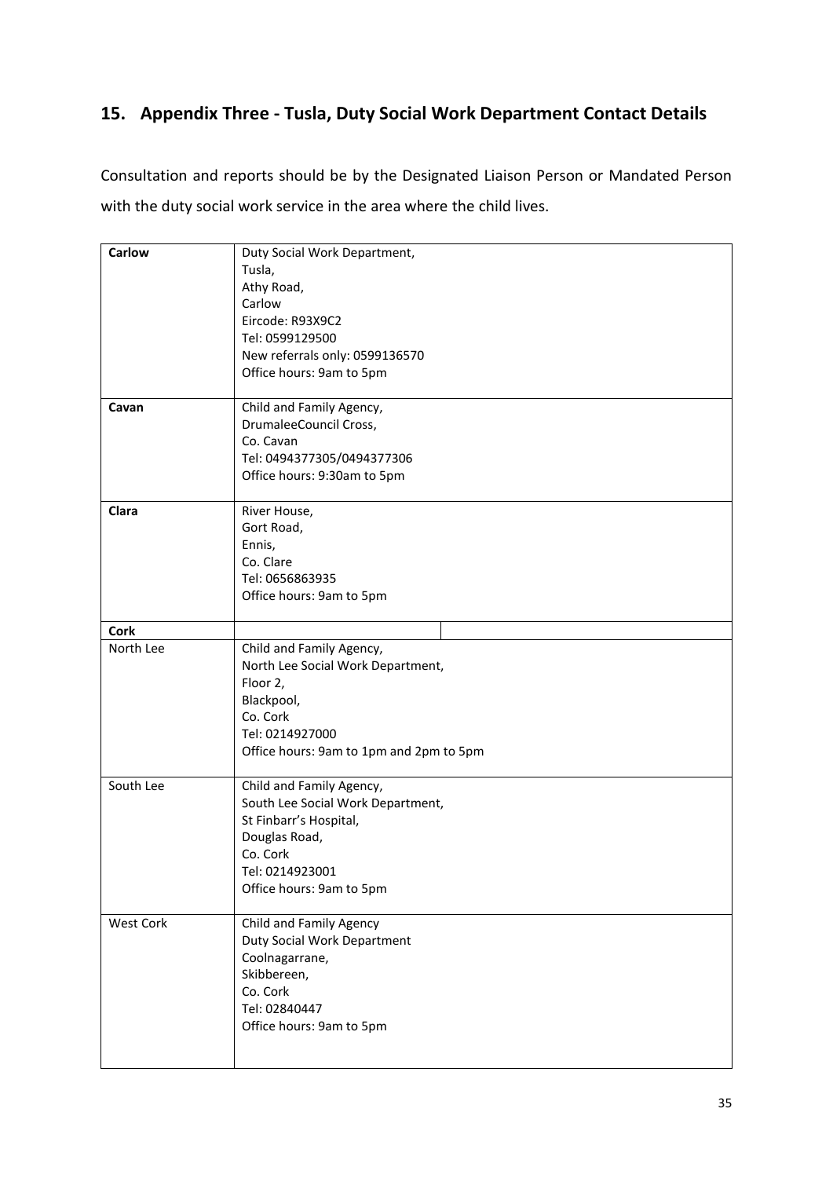## 15. Appendix Three - Tusla, Duty Social Work Department Contact Details

Consultation and reports should be by the Designated Liaison Person or Mandated Person with the duty social work service in the area where the child lives.

| | |
|---|---|
| **Carlow** | Duty Social Work Department,<br>Tusla,<br>Athy Road,<br>Carlow<br>Eircode: R93X9C2<br>Tel: 0599129500<br>New referrals only: 0599136570<br>Office hours: 9am to 5pm |
| **Cavan** | Child and Family Agency,<br>DrumaleeCouncil Cross,<br>Co. Cavan<br>Tel: 0494377305/0494377306<br>Office hours: 9:30am to 5pm |
| **Clara** | River House,<br>Gort Road,<br>Ennis,<br>Co. Clare<br>Tel: 0656863935<br>Office hours: 9am to 5pm |
| **Cork** | |
| North Lee | Child and Family Agency,<br>North Lee Social Work Department,<br>Floor 2,<br>Blackpool,<br>Co. Cork<br>Tel: 0214927000<br>Office hours: 9am to 1pm and 2pm to 5pm |
| South Lee | Child and Family Agency,<br>South Lee Social Work Department,<br>St Finbarr's Hospital,<br>Douglas Road,<br>Co. Cork<br>Tel: 0214923001<br>Office hours: 9am to 5pm |
| West Cork | Child and Family Agency<br>Duty Social Work Department<br>Coolnagarrane,<br>Skibbereen,<br>Co. Cork<br>Tel: 02840447<br>Office hours: 9am to 5pm |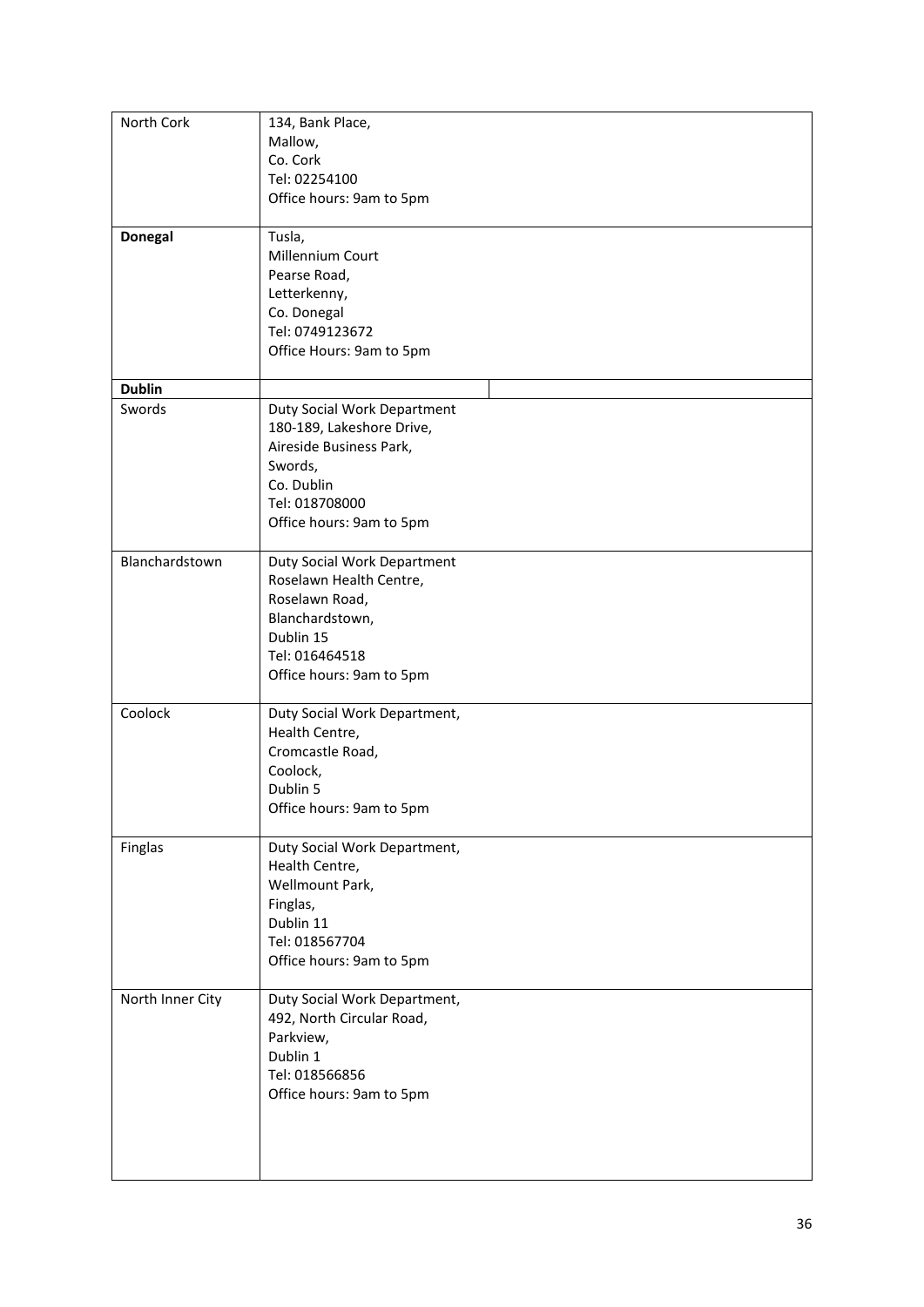| | |
|---|---|
| North Cork | 134, Bank Place,<br>Mallow,<br>Co. Cork<br>Tel: 02254100<br>Office hours: 9am to 5pm |
| **Donegal** | Tusla,<br>Millennium Court<br>Pearse Road,<br>Letterkenny,<br>Co. Donegal<br>Tel: 0749123672<br>Office Hours: 9am to 5pm |
| **Dublin** | |
| Swords | Duty Social Work Department<br>180-189, Lakeshore Drive,<br>Aireside Business Park,<br>Swords,<br>Co. Dublin<br>Tel: 018708000<br>Office hours: 9am to 5pm |
| Blanchardstown | Duty Social Work Department<br>Roselawn Health Centre,<br>Roselawn Road,<br>Blanchardstown,<br>Dublin 15<br>Tel: 016464518<br>Office hours: 9am to 5pm |
| Coolock | Duty Social Work Department,<br>Health Centre,<br>Cromcastle Road,<br>Coolock,<br>Dublin 5<br>Office hours: 9am to 5pm |
| Finglas | Duty Social Work Department,<br>Health Centre,<br>Wellmount Park,<br>Finglas,<br>Dublin 11<br>Tel: 018567704<br>Office hours: 9am to 5pm |
| North Inner City | Duty Social Work Department,<br>492, North Circular Road,<br>Parkview,<br>Dublin 1<br>Tel: 018566856<br>Office hours: 9am to 5pm |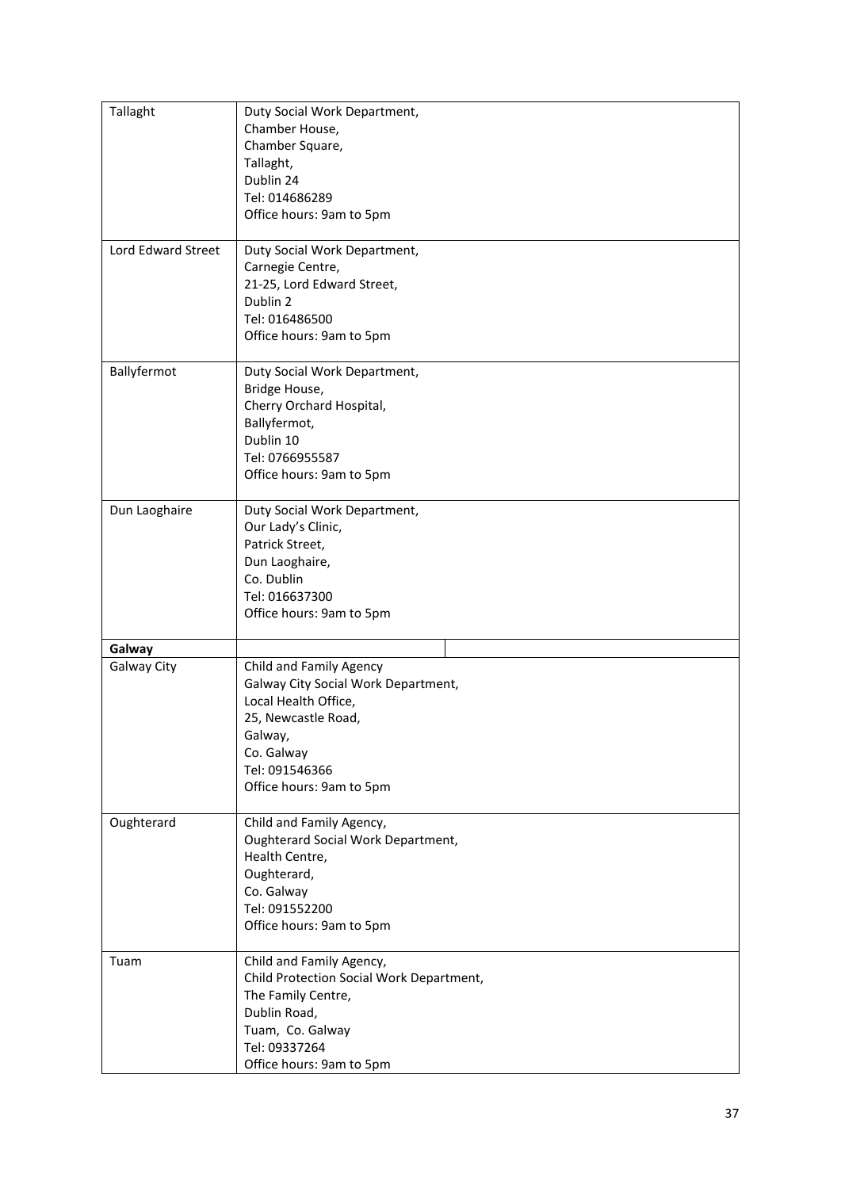| | |
|---|---|
| Tallaght | Duty Social Work Department,<br>Chamber House,<br>Chamber Square,<br>Tallaght,<br>Dublin 24<br>Tel: 014686289<br>Office hours: 9am to 5pm |
| Lord Edward Street | Duty Social Work Department,<br>Carnegie Centre,<br>21-25, Lord Edward Street,<br>Dublin 2<br>Tel: 016486500<br>Office hours: 9am to 5pm |
| Ballyfermot | Duty Social Work Department,<br>Bridge House,<br>Cherry Orchard Hospital,<br>Ballyfermot,<br>Dublin 10<br>Tel: 0766955587<br>Office hours: 9am to 5pm |
| Dun Laoghaire | Duty Social Work Department,<br>Our Lady's Clinic,<br>Patrick Street,<br>Dun Laoghaire,<br>Co. Dublin<br>Tel: 016637300<br>Office hours: 9am to 5pm |
| **Galway** | |
| Galway City | Child and Family Agency<br>Galway City Social Work Department,<br>Local Health Office,<br>25, Newcastle Road,<br>Galway,<br>Co. Galway<br>Tel: 091546366<br>Office hours: 9am to 5pm |
| Oughterard | Child and Family Agency,<br>Oughterard Social Work Department,<br>Health Centre,<br>Oughterard,<br>Co. Galway<br>Tel: 091552200<br>Office hours: 9am to 5pm |
| Tuam | Child and Family Agency,<br>Child Protection Social Work Department,<br>The Family Centre,<br>Dublin Road,<br>Tuam, Co. Galway<br>Tel: 09337264<br>Office hours: 9am to 5pm |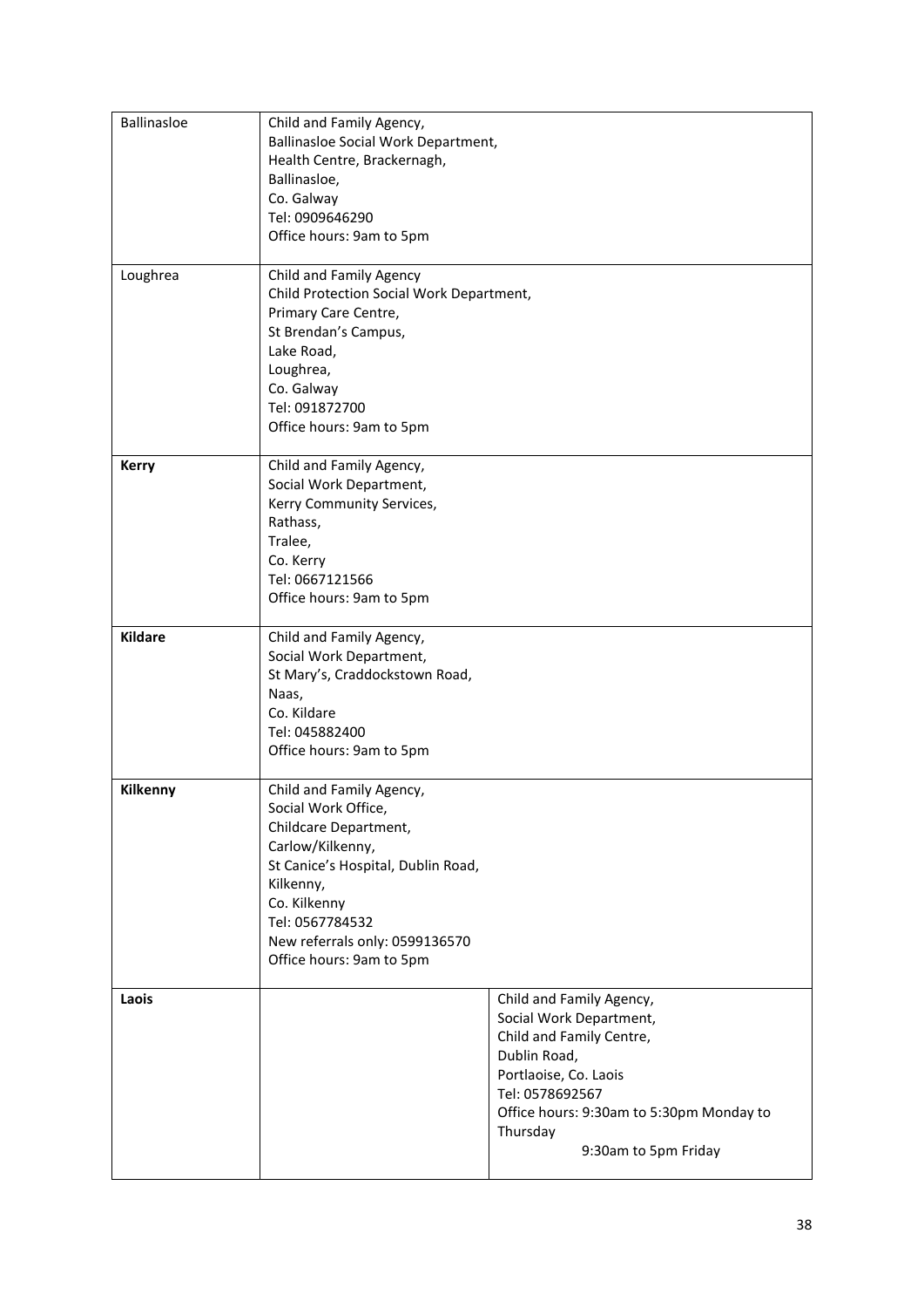| | |
|---|---|
| Ballinasloe | Child and Family Agency,<br>Ballinasloe Social Work Department,<br>Health Centre, Brackernagh,<br>Ballinasloe,<br>Co. Galway<br>Tel: 0909646290<br>Office hours: 9am to 5pm |
| Loughrea | Child and Family Agency<br>Child Protection Social Work Department,<br>Primary Care Centre,<br>St Brendan's Campus,<br>Lake Road,<br>Loughrea,<br>Co. Galway<br>Tel: 091872700<br>Office hours: 9am to 5pm |
| **Kerry** | Child and Family Agency,<br>Social Work Department,<br>Kerry Community Services,<br>Rathass,<br>Tralee,<br>Co. Kerry<br>Tel: 0667121566<br>Office hours: 9am to 5pm |
| **Kildare** | Child and Family Agency,<br>Social Work Department,<br>St Mary's, Craddockstown Road,<br>Naas,<br>Co. Kildare<br>Tel: 045882400<br>Office hours: 9am to 5pm |
| **Kilkenny** | Child and Family Agency,<br>Social Work Office,<br>Childcare Department,<br>Carlow/Kilkenny,<br>St Canice's Hospital, Dublin Road,<br>Kilkenny,<br>Co. Kilkenny<br>Tel: 0567784532<br>New referrals only: 0599136570<br>Office hours: 9am to 5pm |
| **Laois** | Child and Family Agency,<br>Social Work Department,<br>Child and Family Centre,<br>Dublin Road,<br>Portlaoise, Co. Laois<br>Tel: 0578692567<br>Office hours: 9:30am to 5:30pm Monday to Thursday<br>9:30am to 5pm Friday |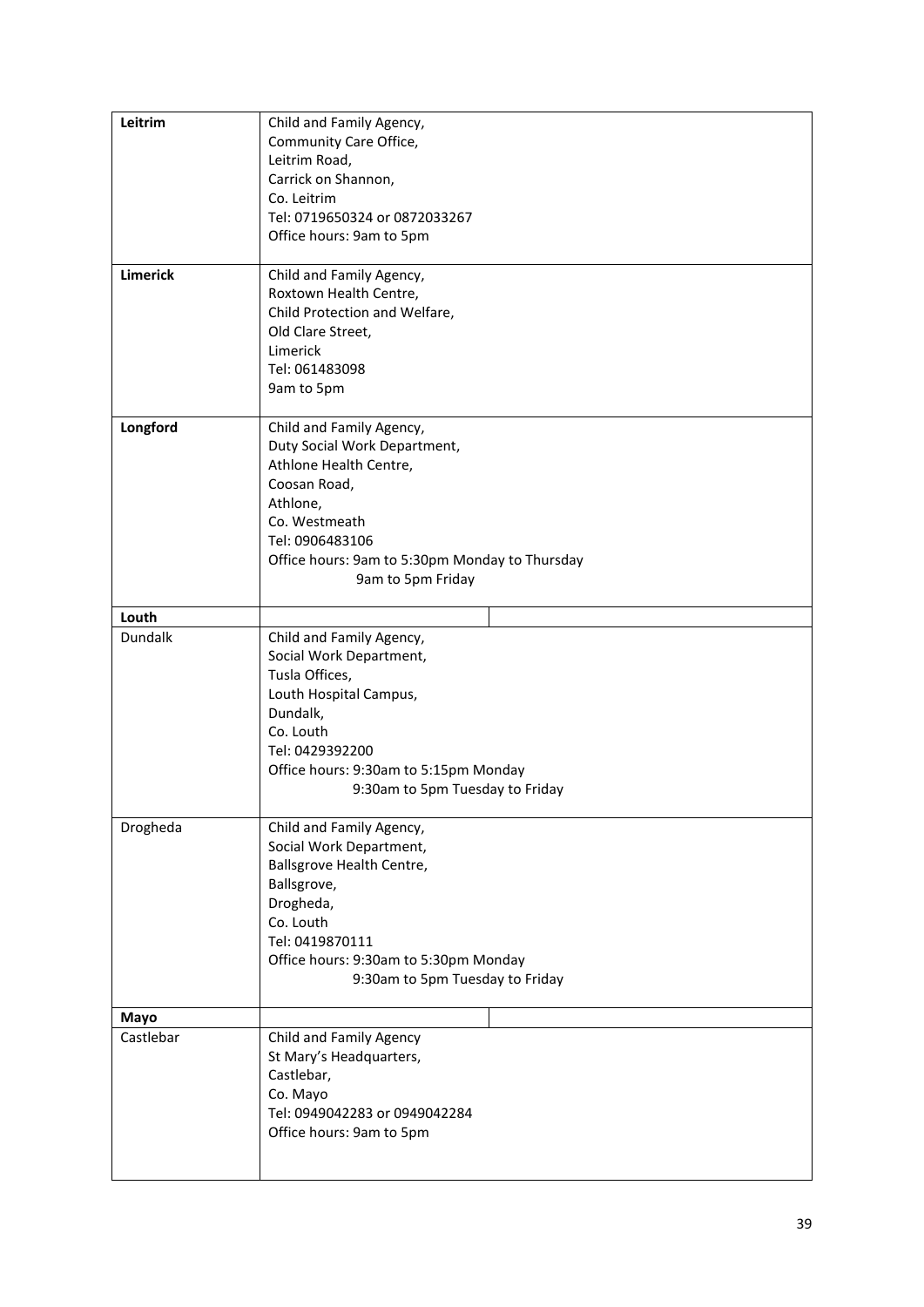| | |
|---|---|
| **Leitrim** | Child and Family Agency,<br>Community Care Office,<br>Leitrim Road,<br>Carrick on Shannon,<br>Co. Leitrim<br>Tel: 0719650324 or 0872033267<br>Office hours: 9am to 5pm |
| **Limerick** | Child and Family Agency,<br>Roxtown Health Centre,<br>Child Protection and Welfare,<br>Old Clare Street,<br>Limerick<br>Tel: 061483098<br>9am to 5pm |
| **Longford** | Child and Family Agency,<br>Duty Social Work Department,<br>Athlone Health Centre,<br>Coosan Road,<br>Athlone,<br>Co. Westmeath<br>Tel: 0906483106<br>Office hours: 9am to 5:30pm Monday to Thursday<br>9am to 5pm Friday |
| **Louth** | |
| Dundalk | Child and Family Agency,<br>Social Work Department,<br>Tusla Offices,<br>Louth Hospital Campus,<br>Dundalk,<br>Co. Louth<br>Tel: 0429392200<br>Office hours: 9:30am to 5:15pm Monday<br>9:30am to 5pm Tuesday to Friday |
| Drogheda | Child and Family Agency,<br>Social Work Department,<br>Ballsgrove Health Centre,<br>Ballsgrove,<br>Drogheda,<br>Co. Louth<br>Tel: 0419870111<br>Office hours: 9:30am to 5:30pm Monday<br>9:30am to 5pm Tuesday to Friday |
| **Mayo** | |
| Castlebar | Child and Family Agency<br>St Mary's Headquarters,<br>Castlebar,<br>Co. Mayo<br>Tel: 0949042283 or 0949042284<br>Office hours: 9am to 5pm |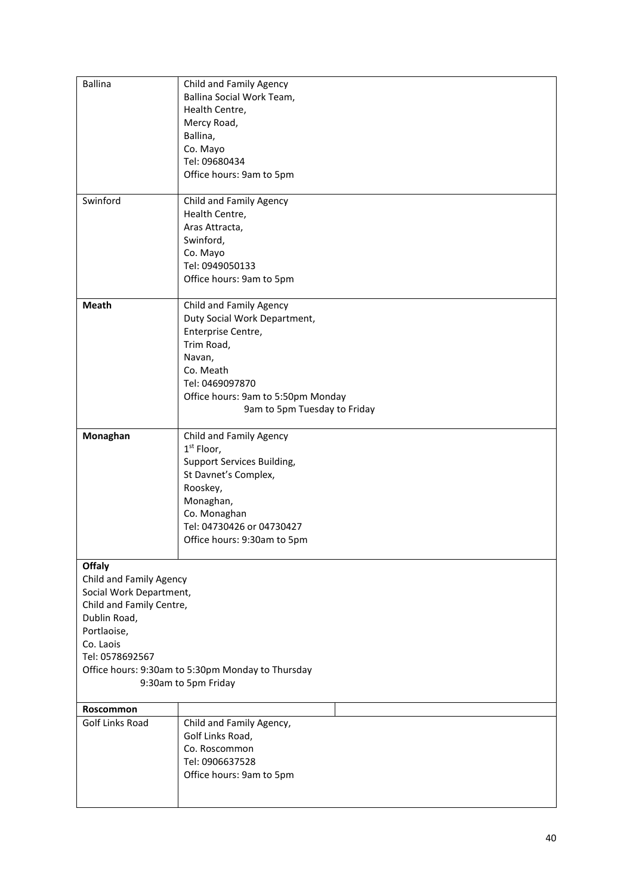| | |
|---|---|
| Ballina | Child and Family Agency<br>Ballina Social Work Team,<br>Health Centre,<br>Mercy Road,<br>Ballina,<br>Co. Mayo<br>Tel: 09680434<br>Office hours: 9am to 5pm |
| Swinford | Child and Family Agency<br>Health Centre,<br>Aras Attracta,<br>Swinford,<br>Co. Mayo<br>Tel: 0949050133<br>Office hours: 9am to 5pm |
| **Meath** | Child and Family Agency<br>Duty Social Work Department,<br>Enterprise Centre,<br>Trim Road,<br>Navan,<br>Co. Meath<br>Tel: 0469097870<br>Office hours: 9am to 5:50pm Monday<br>9am to 5pm Tuesday to Friday |
| **Monaghan** | Child and Family Agency<br>1st Floor,<br>Support Services Building,<br>St Davnet's Complex,<br>Rooskey,<br>Monaghan,<br>Co. Monaghan<br>Tel: 04730426 or 04730427<br>Office hours: 9:30am to 5pm |
| **Offaly**<br>Child and Family Agency<br>Social Work Department,<br>Child and Family Centre,<br>Dublin Road,<br>Portlaoise,<br>Co. Laois<br>Tel: 0578692567<br>Office hours: 9:30am to 5:30pm Monday to Thursday<br>9:30am to 5pm Friday | |
| **Roscommon** | |
| Golf Links Road | Child and Family Agency,<br>Golf Links Road,<br>Co. Roscommon<br>Tel: 0906637528<br>Office hours: 9am to 5pm |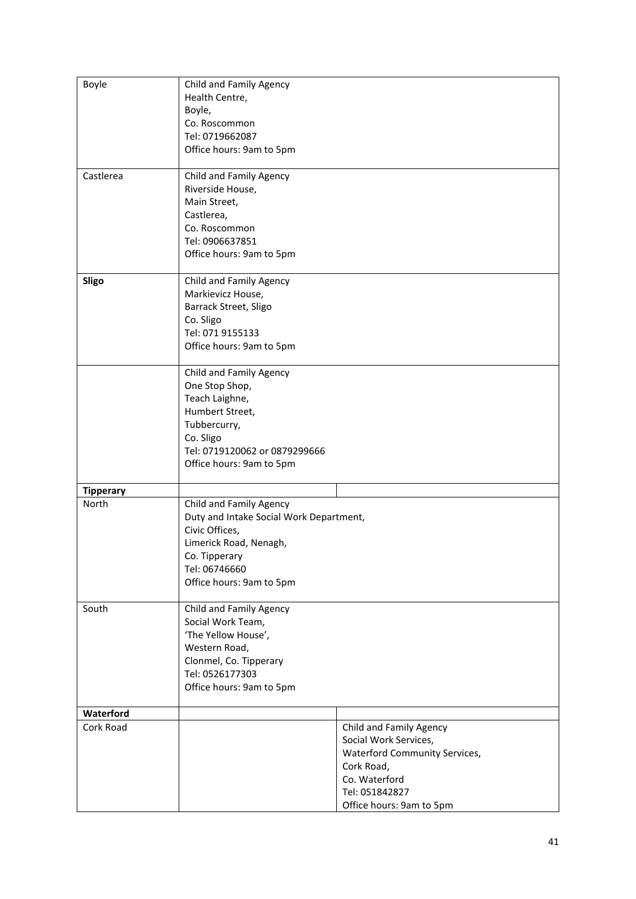| | | |
|---|---|---|
| Boyle | Child and Family Agency<br>Health Centre,<br>Boyle,<br>Co. Roscommon<br>Tel: 0719662087<br>Office hours: 9am to 5pm | |
| Castlerea | Child and Family Agency<br>Riverside House,<br>Main Street,<br>Castlerea,<br>Co. Roscommon<br>Tel: 0906637851<br>Office hours: 9am to 5pm | |
| **Sligo** | Child and Family Agency<br>Markievicz House,<br>Barrack Street, Sligo<br>Co. Sligo<br>Tel: 071 9155133<br>Office hours: 9am to 5pm | |
| | Child and Family Agency<br>One Stop Shop,<br>Teach Laighne,<br>Humbert Street,<br>Tubbercurry,<br>Co. Sligo<br>Tel: 0719120062 or 0879299666<br>Office hours: 9am to 5pm | |
| **Tipperary** | | |
| North | Child and Family Agency<br>Duty and Intake Social Work Department,<br>Civic Offices,<br>Limerick Road, Nenagh,<br>Co. Tipperary<br>Tel: 06746660<br>Office hours: 9am to 5pm | |
| South | Child and Family Agency<br>Social Work Team,<br>'The Yellow House',<br>Western Road,<br>Clonmel, Co. Tipperary<br>Tel: 0526177303<br>Office hours: 9am to 5pm | |
| **Waterford** | | |
| Cork Road | | Child and Family Agency<br>Social Work Services,<br>Waterford Community Services,<br>Cork Road,<br>Co. Waterford<br>Tel: 051842827<br>Office hours: 9am to 5pm |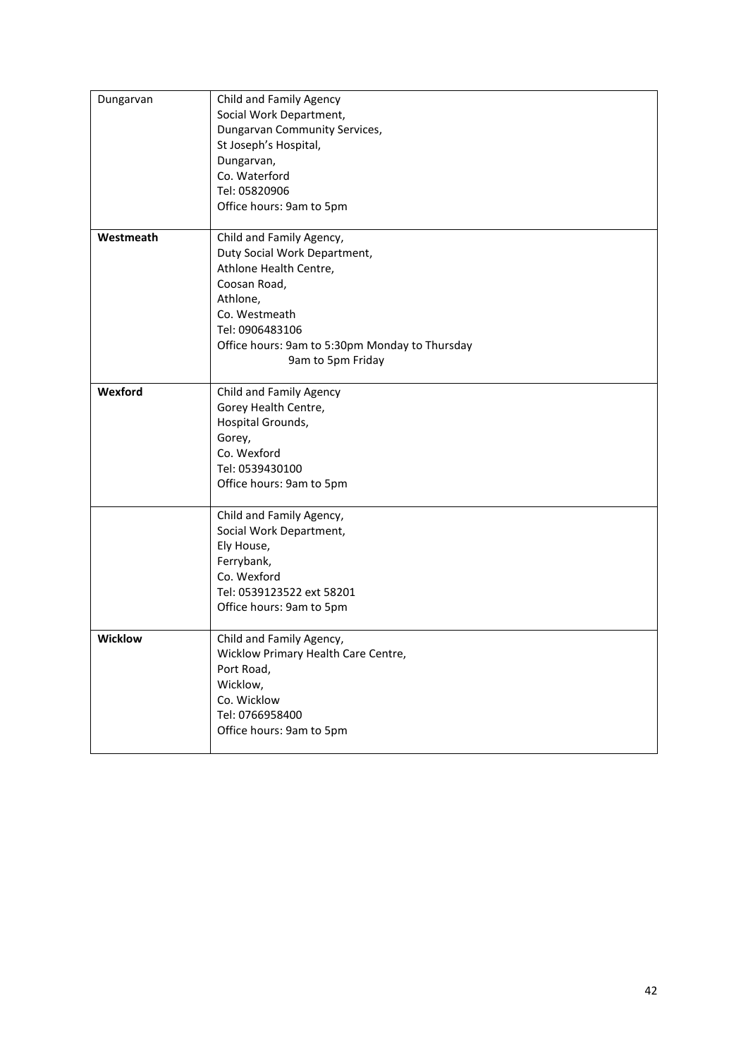| | |
|---|---|
| Dungarvan | Child and Family Agency<br>Social Work Department,<br>Dungarvan Community Services,<br>St Joseph's Hospital,<br>Dungarvan,<br>Co. Waterford<br>Tel: 05820906<br>Office hours: 9am to 5pm |
| **Westmeath** | Child and Family Agency,<br>Duty Social Work Department,<br>Athlone Health Centre,<br>Coosan Road,<br>Athlone,<br>Co. Westmeath<br>Tel: 0906483106<br>Office hours: 9am to 5:30pm Monday to Thursday<br>9am to 5pm Friday |
| **Wexford** | Child and Family Agency<br>Gorey Health Centre,<br>Hospital Grounds,<br>Gorey,<br>Co. Wexford<br>Tel: 0539430100<br>Office hours: 9am to 5pm |
| | Child and Family Agency,<br>Social Work Department,<br>Ely House,<br>Ferrybank,<br>Co. Wexford<br>Tel: 0539123522 ext 58201<br>Office hours: 9am to 5pm |
| **Wicklow** | Child and Family Agency,<br>Wicklow Primary Health Care Centre,<br>Port Road,<br>Wicklow,<br>Co. Wicklow<br>Tel: 0766958400<br>Office hours: 9am to 5pm |